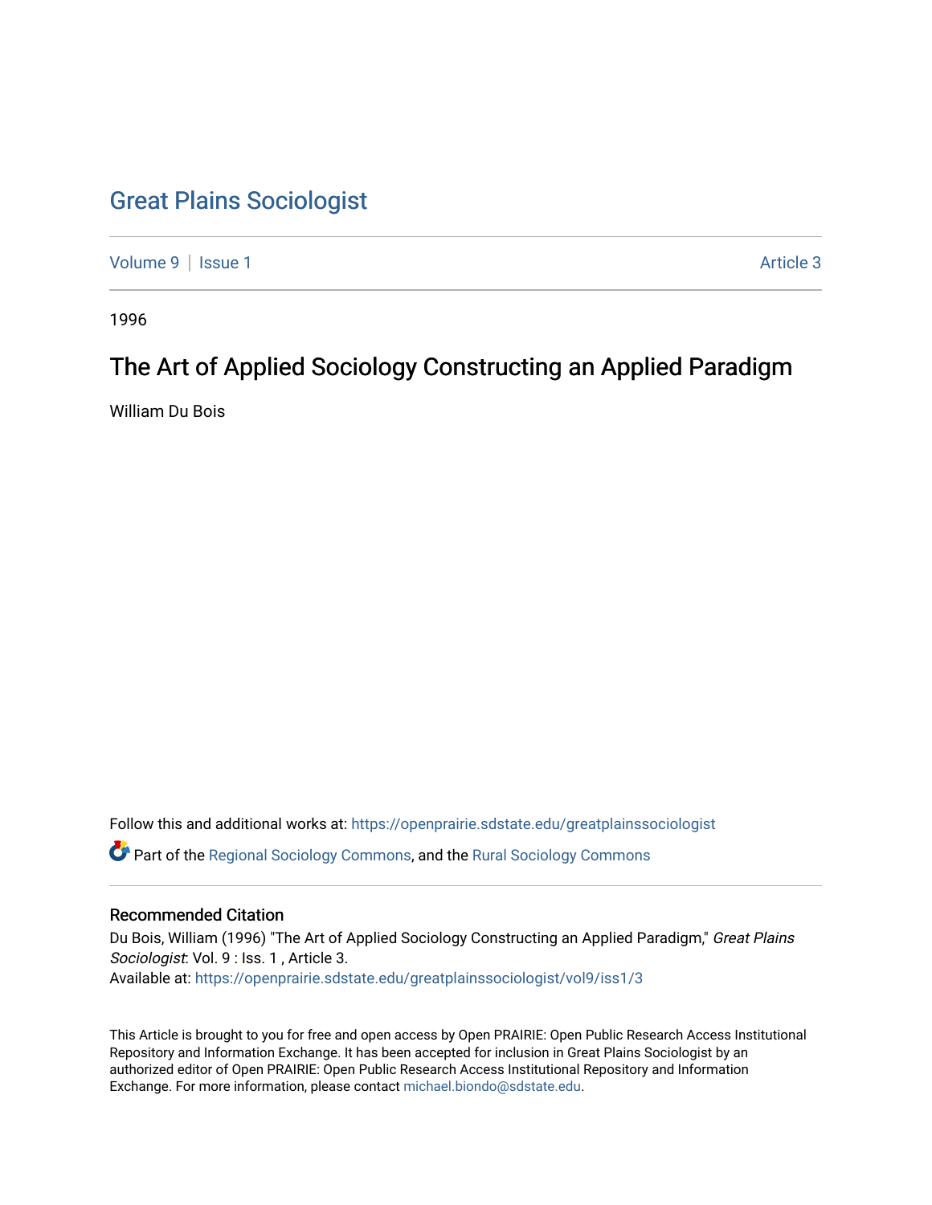# Great Plains Sociologist

Volume 9 | Issue 1 Article 3

1996

## The Art of Applied Sociology Constructing an Applied Paradigm

William Du Bois

Follow this and additional works at: https://openprairie.sdstate.edu/greatplainssociologist

Part of the Regional Sociology Commons, and the Rural Sociology Commons

### Recommended Citation

Du Bois, William (1996) "The Art of Applied Sociology Constructing an Applied Paradigm," *Great Plains Sociologist*: Vol. 9 : Iss. 1 , Article 3.
Available at: https://openprairie.sdstate.edu/greatplainssociologist/vol9/iss1/3

This Article is brought to you for free and open access by Open PRAIRIE: Open Public Research Access Institutional Repository and Information Exchange. It has been accepted for inclusion in Great Plains Sociologist by an authorized editor of Open PRAIRIE: Open Public Research Access Institutional Repository and Information Exchange. For more information, please contact michael.biondo@sdstate.edu.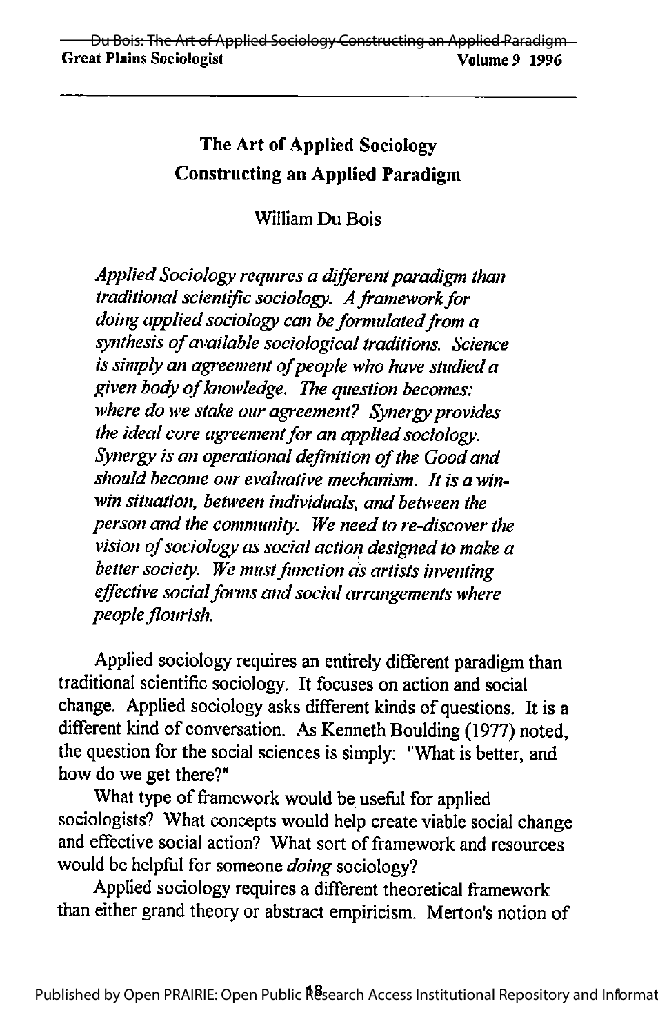# The Art of Applied Sociology
## Constructing an Applied Paradigm

William Du Bois

*Applied Sociology requires a different paradigm than traditional scientific sociology. A framework for doing applied sociology can be formulated from a synthesis of available sociological traditions. Science is simply an agreement of people who have studied a given body of knowledge. The question becomes: where do we stake our agreement? Synergy provides the ideal core agreement for an applied sociology. Synergy is an operational definition of the Good and should become our evaluative mechanism. It is a win-win situation, between individuals, and between the person and the community. We need to re-discover the vision of sociology as social action designed to make a better society. We must function as artists inventing effective social forms and social arrangements where people flourish.*

Applied sociology requires an entirely different paradigm than traditional scientific sociology. It focuses on action and social change. Applied sociology asks different kinds of questions. It is a different kind of conversation. As Kenneth Boulding (1977) noted, the question for the social sciences is simply: "What is better, and how do we get there?"

What type of framework would be useful for applied sociologists? What concepts would help create viable social change and effective social action? What sort of framework and resources would be helpful for someone *doing* sociology?

Applied sociology requires a different theoretical framework than either grand theory or abstract empiricism. Merton's notion of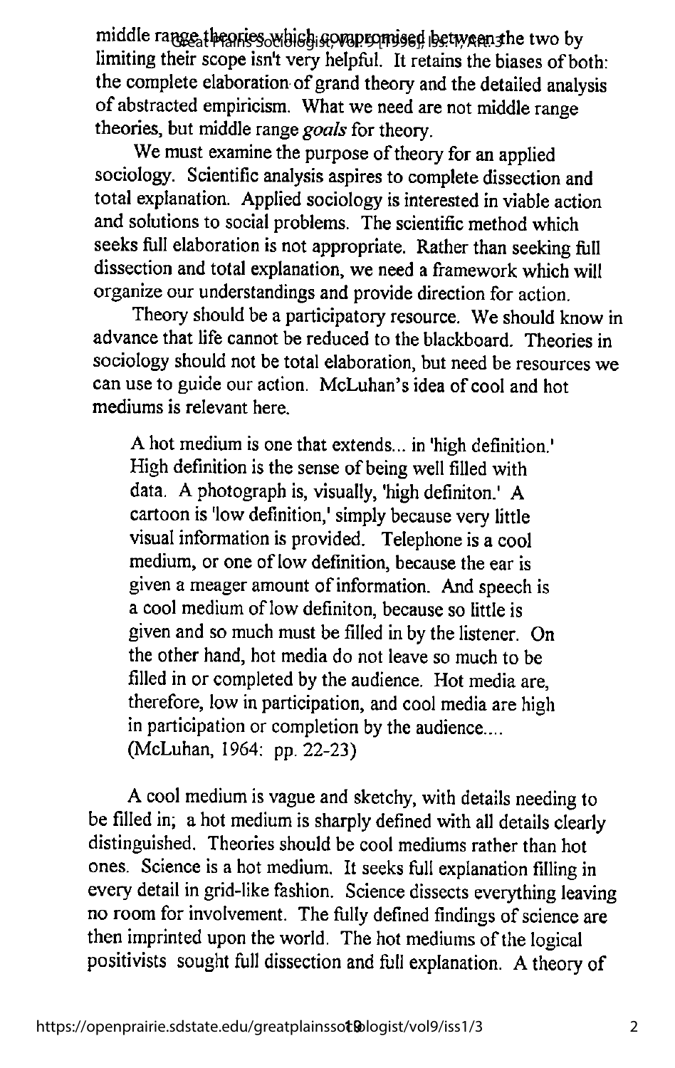middle range theories which compromised between the two by limiting their scope isn't very helpful. It retains the biases of both: the complete elaboration of grand theory and the detailed analysis of abstracted empiricism. What we need are not middle range theories, but middle range *goals* for theory.

We must examine the purpose of theory for an applied sociology. Scientific analysis aspires to complete dissection and total explanation. Applied sociology is interested in viable action and solutions to social problems. The scientific method which seeks full elaboration is not appropriate. Rather than seeking full dissection and total explanation, we need a framework which will organize our understandings and provide direction for action.

Theory should be a participatory resource. We should know in advance that life cannot be reduced to the blackboard. Theories in sociology should not be total elaboration, but need be resources we can use to guide our action. McLuhan's idea of cool and hot mediums is relevant here.

> A hot medium is one that extends... in 'high definition.' High definition is the sense of being well filled with data. A photograph is, visually, 'high definiton.' A cartoon is 'low definition,' simply because very little visual information is provided. Telephone is a cool medium, or one of low definition, because the ear is given a meager amount of information. And speech is a cool medium of low definiton, because so little is given and so much must be filled in by the listener. On the other hand, hot media do not leave so much to be filled in or completed by the audience. Hot media are, therefore, low in participation, and cool media are high in participation or completion by the audience.... (McLuhan, 1964: pp. 22-23)

A cool medium is vague and sketchy, with details needing to be filled in; a hot medium is sharply defined with all details clearly distinguished. Theories should be cool mediums rather than hot ones. Science is a hot medium. It seeks full explanation filling in every detail in grid-like fashion. Science dissects everything leaving no room for involvement. The fully defined findings of science are then imprinted upon the world. The hot mediums of the logical positivists sought full dissection and full explanation. A theory of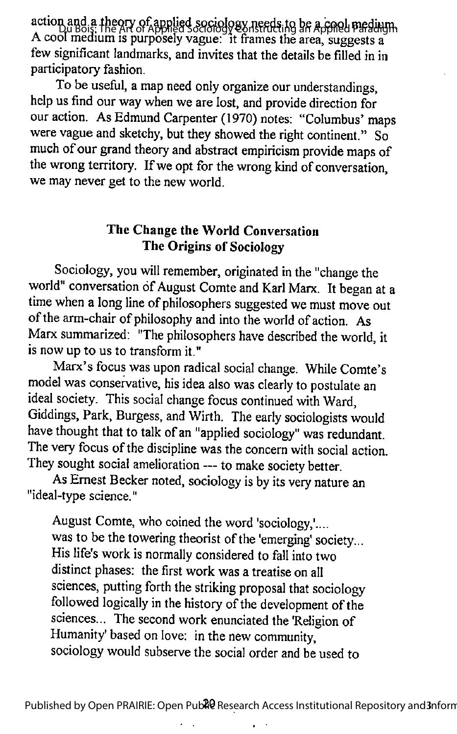action and a theory of applied sociology needs to be a cool medium. A cool medium is purposely vague: it frames the area, suggests a few significant landmarks, and invites that the details be filled in in participatory fashion.

To be useful, a map need only organize our understandings, help us find our way when we are lost, and provide direction for our action. As Edmund Carpenter (1970) notes: "Columbus' maps were vague and sketchy, but they showed the right continent." So much of our grand theory and abstract empiricism provide maps of the wrong territory. If we opt for the wrong kind of conversation, we may never get to the new world.

## The Change the World Conversation
## The Origins of Sociology

Sociology, you will remember, originated in the "change the world" conversation of August Comte and Karl Marx. It began at a time when a long line of philosophers suggested we must move out of the arm-chair of philosophy and into the world of action. As Marx summarized: "The philosophers have described the world, it is now up to us to transform it."

Marx's focus was upon radical social change. While Comte's model was conservative, his idea also was clearly to postulate an ideal society. This social change focus continued with Ward, Giddings, Park, Burgess, and Wirth. The early sociologists would have thought that to talk of an "applied sociology" was redundant. The very focus of the discipline was the concern with social action. They sought social amelioration --- to make society better.

As Ernest Becker noted, sociology is by its very nature an "ideal-type science."

> August Comte, who coined the word 'sociology,'.... was to be the towering theorist of the 'emerging' society... His life's work is normally considered to fall into two distinct phases: the first work was a treatise on all sciences, putting forth the striking proposal that sociology followed logically in the history of the development of the sciences... The second work enunciated the 'Religion of Humanity' based on love: in the new community, sociology would subserve the social order and be used to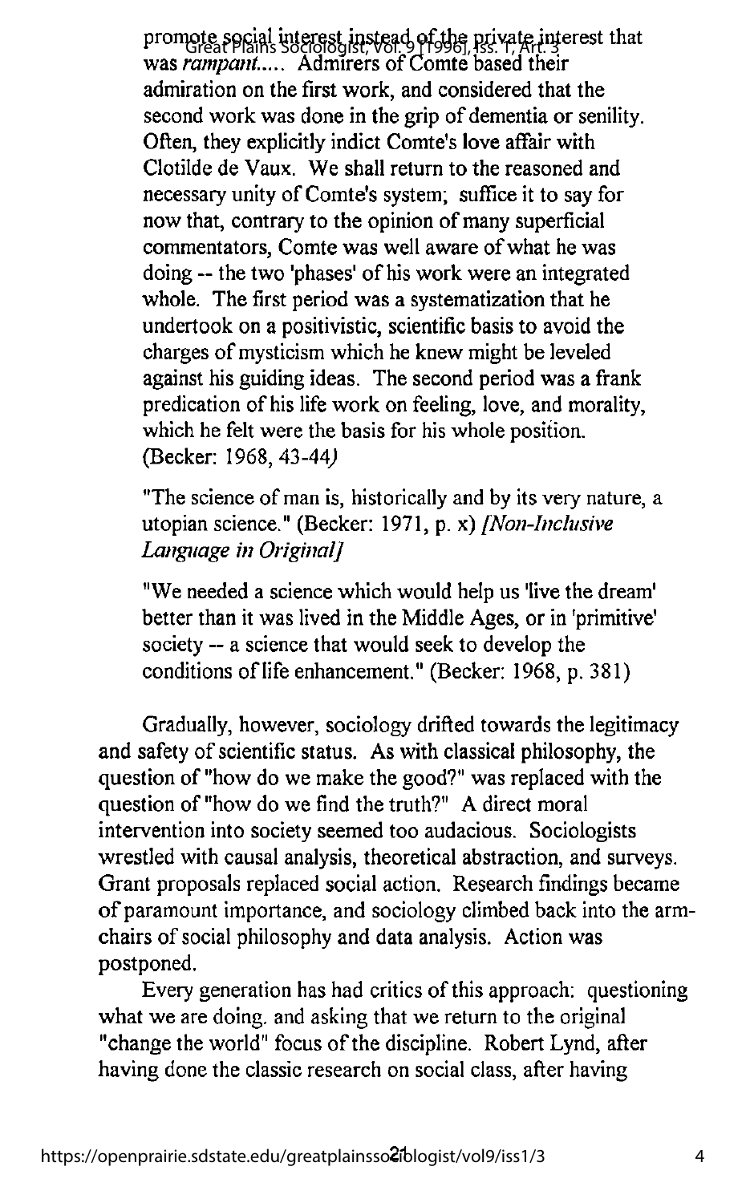promote social interest instead of the private interest that was *rampant*..... Admirers of Comte based their admiration on the first work, and considered that the second work was done in the grip of dementia or senility. Often, they explicitly indict Comte's love affair with Clotilde de Vaux. We shall return to the reasoned and necessary unity of Comte's system; suffice it to say for now that, contrary to the opinion of many superficial commentators, Comte was well aware of what he was doing -- the two 'phases' of his work were an integrated whole. The first period was a systematization that he undertook on a positivistic, scientific basis to avoid the charges of mysticism which he knew might be leveled against his guiding ideas. The second period was a frank predication of his life work on feeling, love, and morality, which he felt were the basis for his whole position. (Becker: 1968, 43-44)

"The science of man is, historically and by its very nature, a utopian science." (Becker: 1971, p. x) *[Non-Inclusive Language in Original]*

"We needed a science which would help us 'live the dream' better than it was lived in the Middle Ages, or in 'primitive' society -- a science that would seek to develop the conditions of life enhancement." (Becker: 1968, p. 381)

Gradually, however, sociology drifted towards the legitimacy and safety of scientific status. As with classical philosophy, the question of "how do we make the good?" was replaced with the question of "how do we find the truth?" A direct moral intervention into society seemed too audacious. Sociologists wrestled with causal analysis, theoretical abstraction, and surveys. Grant proposals replaced social action. Research findings became of paramount importance, and sociology climbed back into the arm-chairs of social philosophy and data analysis. Action was postponed.

Every generation has had critics of this approach: questioning what we are doing, and asking that we return to the original "change the world" focus of the discipline. Robert Lynd, after having done the classic research on social class, after having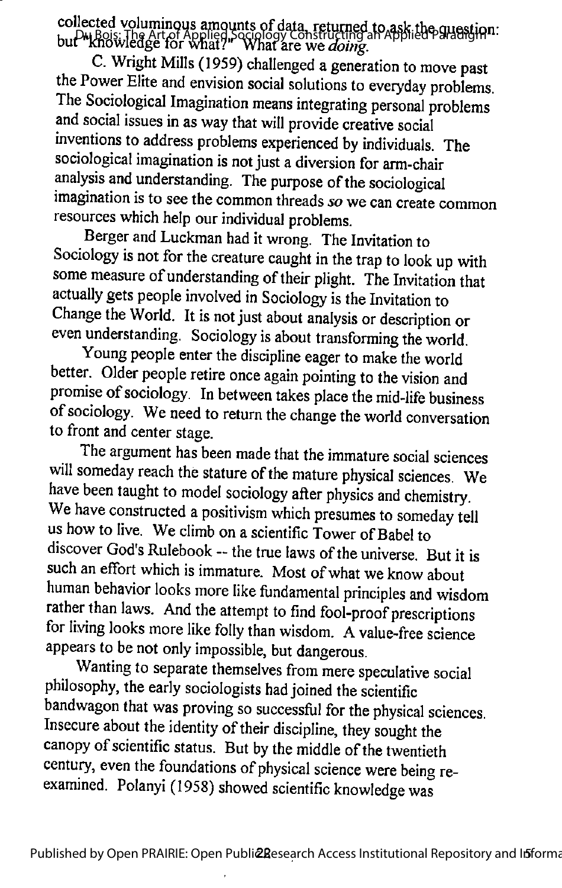collected voluminous amounts of data, returned to ask the question: but "knowledge for what?" What are we *doing*.

C. Wright Mills (1959) challenged a generation to move past the Power Elite and envision social solutions to everyday problems. The Sociological Imagination means integrating personal problems and social issues in as way that will provide creative social inventions to address problems experienced by individuals. The sociological imagination is not just a diversion for arm-chair analysis and understanding. The purpose of the sociological imagination is to see the common threads *so* we can create common resources which help our individual problems.

Berger and Luckman had it wrong. The Invitation to Sociology is not for the creature caught in the trap to look up with some measure of understanding of their plight. The Invitation that actually gets people involved in Sociology is the Invitation to Change the World. It is not just about analysis or description or even understanding. Sociology is about transforming the world.

Young people enter the discipline eager to make the world better. Older people retire once again pointing to the vision and promise of sociology. In between takes place the mid-life business of sociology. We need to return the change the world conversation to front and center stage.

The argument has been made that the immature social sciences will someday reach the stature of the mature physical sciences. We have been taught to model sociology after physics and chemistry. We have constructed a positivism which presumes to someday tell us how to live. We climb on a scientific Tower of Babel to discover God's Rulebook -- the true laws of the universe. But it is such an effort which is immature. Most of what we know about human behavior looks more like fundamental principles and wisdom rather than laws. And the attempt to find fool-proof prescriptions for living looks more like folly than wisdom. A value-free science appears to be not only impossible, but dangerous.

Wanting to separate themselves from mere speculative social philosophy, the early sociologists had joined the scientific bandwagon that was proving so successful for the physical sciences. Insecure about the identity of their discipline, they sought the canopy of scientific status. But by the middle of the twentieth century, even the foundations of physical science were being re-examined. Polanyi (1958) showed scientific knowledge was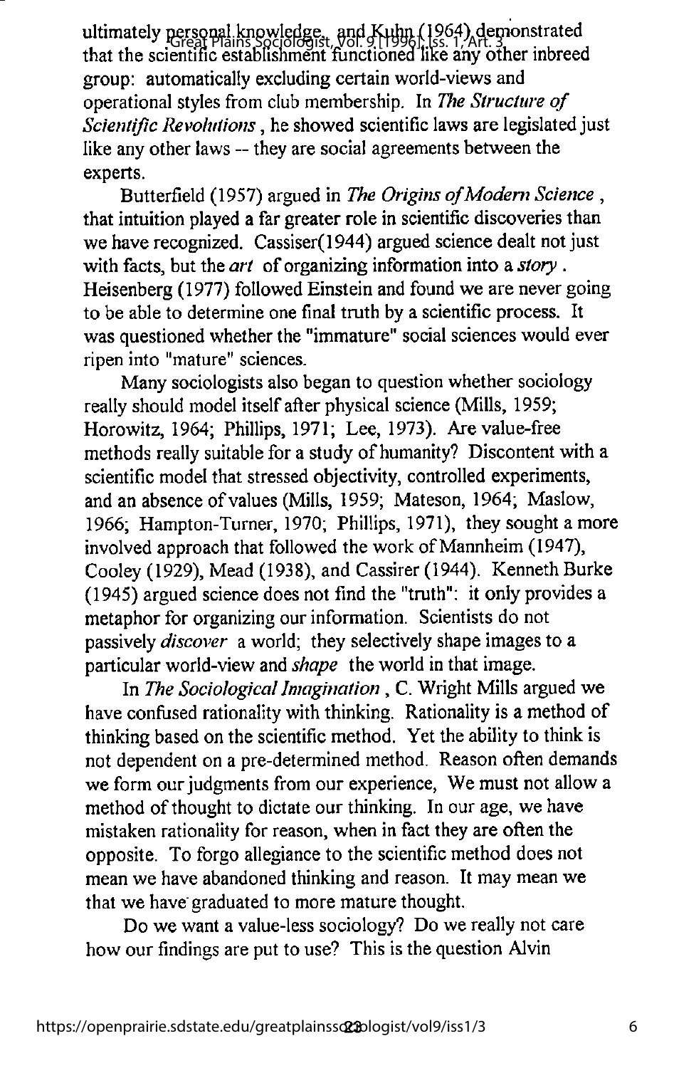ultimately personal knowledge, and Kuhn (1964) demonstrated that the scientific establishment functioned like any other inbreed group: automatically excluding certain world-views and operational styles from club membership. In *The Structure of Scientific Revolutions*, he showed scientific laws are legislated just like any other laws -- they are social agreements between the experts.

Butterfield (1957) argued in *The Origins of Modern Science*, that intuition played a far greater role in scientific discoveries than we have recognized. Cassiser(1944) argued science dealt not just with facts, but the *art* of organizing information into a *story*. Heisenberg (1977) followed Einstein and found we are never going to be able to determine one final truth by a scientific process. It was questioned whether the "immature" social sciences would ever ripen into "mature" sciences.

Many sociologists also began to question whether sociology really should model itself after physical science (Mills, 1959; Horowitz, 1964; Phillips, 1971; Lee, 1973). Are value-free methods really suitable for a study of humanity? Discontent with a scientific model that stressed objectivity, controlled experiments, and an absence of values (Mills, 1959; Mateson, 1964; Maslow, 1966; Hampton-Turner, 1970; Phillips, 1971), they sought a more involved approach that followed the work of Mannheim (1947), Cooley (1929), Mead (1938), and Cassirer (1944). Kenneth Burke (1945) argued science does not find the "truth": it only provides a metaphor for organizing our information. Scientists do not passively *discover* a world; they selectively shape images to a particular world-view and *shape* the world in that image.

In *The Sociological Imagination*, C. Wright Mills argued we have confused rationality with thinking. Rationality is a method of thinking based on the scientific method. Yet the ability to think is not dependent on a pre-determined method. Reason often demands we form our judgments from our experience, We must not allow a method of thought to dictate our thinking. In our age, we have mistaken rationality for reason, when in fact they are often the opposite. To forgo allegiance to the scientific method does not mean we have abandoned thinking and reason. It may mean we that we have graduated to more mature thought.

Do we want a value-less sociology? Do we really not care how our findings are put to use? This is the question Alvin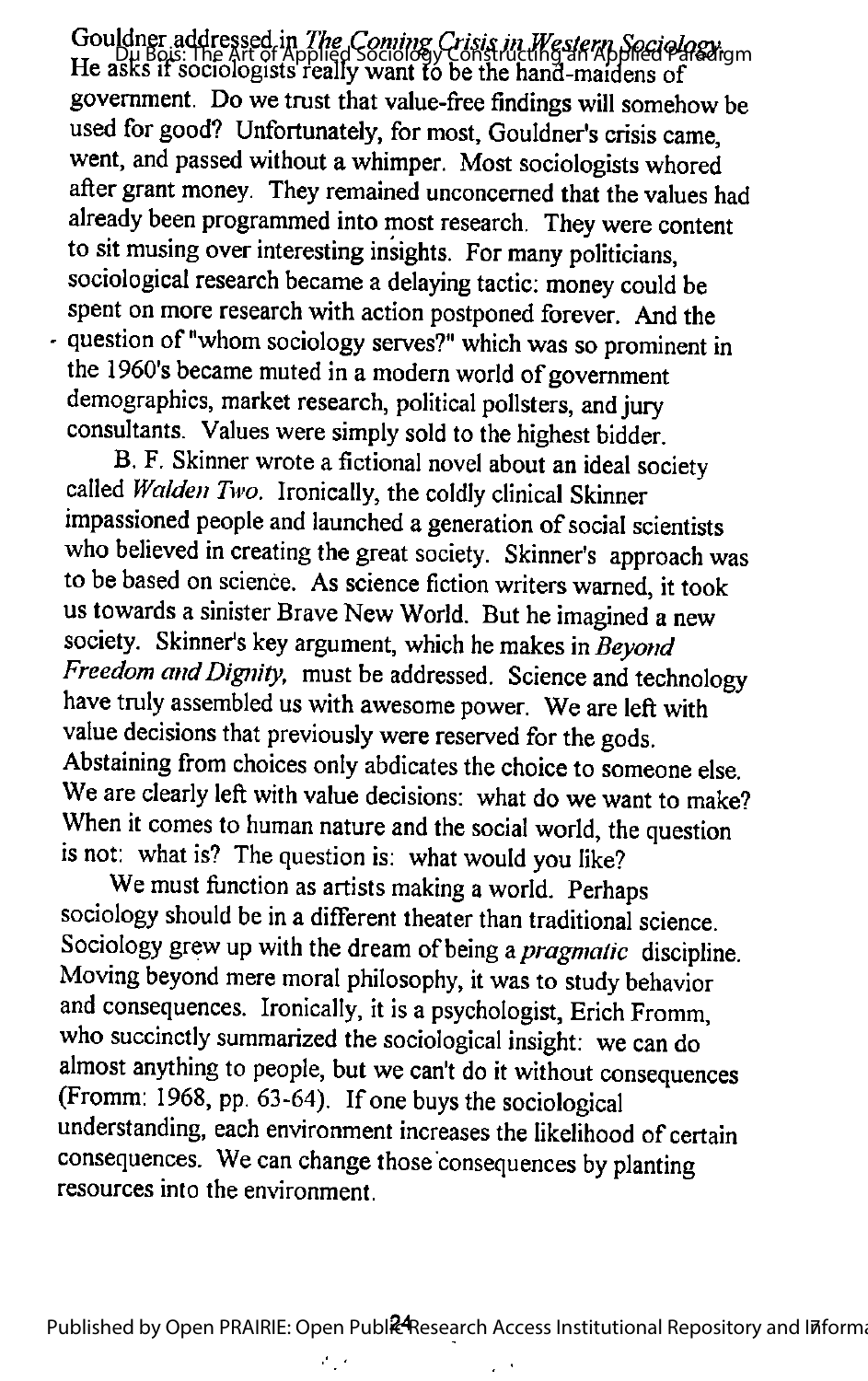Gouldner addressed in *The Coming Crisis in Western Sociology*. He asks if sociologists really want to be the hand-maidens of government. Do we trust that value-free findings will somehow be used for good? Unfortunately, for most, Gouldner's crisis came, went, and passed without a whimper. Most sociologists whored after grant money. They remained unconcerned that the values had already been programmed into most research. They were content to sit musing over interesting insights. For many politicians, sociological research became a delaying tactic: money could be spent on more research with action postponed forever. And the question of "whom sociology serves?" which was so prominent in the 1960's became muted in a modern world of government demographics, market research, political pollsters, and jury consultants. Values were simply sold to the highest bidder.

B. F. Skinner wrote a fictional novel about an ideal society called *Walden Two*. Ironically, the coldly clinical Skinner impassioned people and launched a generation of social scientists who believed in creating the great society. Skinner's approach was to be based on science. As science fiction writers warned, it took us towards a sinister Brave New World. But he imagined a new society. Skinner's key argument, which he makes in *Beyond Freedom and Dignity*, must be addressed. Science and technology have truly assembled us with awesome power. We are left with value decisions that previously were reserved for the gods. Abstaining from choices only abdicates the choice to someone else. We are clearly left with value decisions: what do we want to make? When it comes to human nature and the social world, the question is not: what is? The question is: what would you like?

We must function as artists making a world. Perhaps sociology should be in a different theater than traditional science. Sociology grew up with the dream of being a *pragmatic* discipline. Moving beyond mere moral philosophy, it was to study behavior and consequences. Ironically, it is a psychologist, Erich Fromm, who succinctly summarized the sociological insight: we can do almost anything to people, but we can't do it without consequences (Fromm: 1968, pp. 63-64). If one buys the sociological understanding, each environment increases the likelihood of certain consequences. We can change those consequences by planting resources into the environment.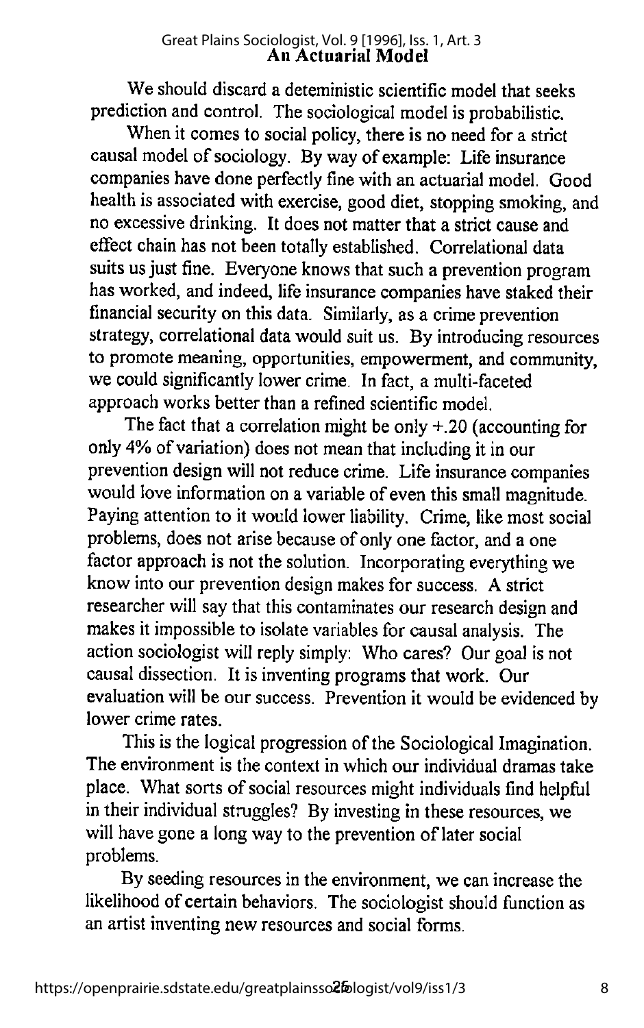## An Actuarial Model

We should discard a deteministic scientific model that seeks prediction and control. The sociological model is probabilistic.

When it comes to social policy, there is no need for a strict causal model of sociology. By way of example: Life insurance companies have done perfectly fine with an actuarial model. Good health is associated with exercise, good diet, stopping smoking, and no excessive drinking. It does not matter that a strict cause and effect chain has not been totally established. Correlational data suits us just fine. Everyone knows that such a prevention program has worked, and indeed, life insurance companies have staked their financial security on this data. Similarly, as a crime prevention strategy, correlational data would suit us. By introducing resources to promote meaning, opportunities, empowerment, and community, we could significantly lower crime. In fact, a multi-faceted approach works better than a refined scientific model.

The fact that a correlation might be only +.20 (accounting for only 4% of variation) does not mean that including it in our prevention design will not reduce crime. Life insurance companies would love information on a variable of even this small magnitude. Paying attention to it would lower liability. Crime, like most social problems, does not arise because of only one factor, and a one factor approach is not the solution. Incorporating everything we know into our prevention design makes for success. A strict researcher will say that this contaminates our research design and makes it impossible to isolate variables for causal analysis. The action sociologist will reply simply: Who cares? Our goal is not causal dissection. It is inventing programs that work. Our evaluation will be our success. Prevention it would be evidenced by lower crime rates.

This is the logical progression of the Sociological Imagination. The environment is the context in which our individual dramas take place. What sorts of social resources might individuals find helpful in their individual struggles? By investing in these resources, we will have gone a long way to the prevention of later social problems.

By seeding resources in the environment, we can increase the likelihood of certain behaviors. The sociologist should function as an artist inventing new resources and social forms.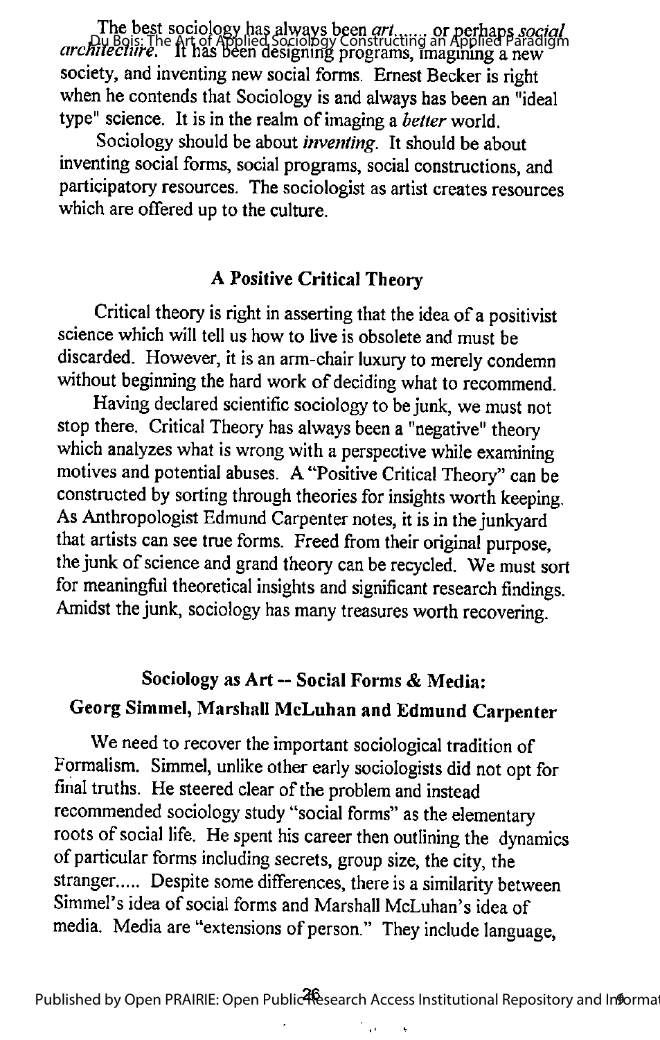The best sociology has always been *art*...... or perhaps *social architecture*. It has been designing programs, imagining a new society, and inventing new social forms. Ernest Becker is right when he contends that Sociology is and always has been an "ideal type" science. It is in the realm of imaging a *better* world.

Sociology should be about *inventing*. It should be about inventing social forms, social programs, social constructions, and participatory resources. The sociologist as artist creates resources which are offered up to the culture.

## A Positive Critical Theory

Critical theory is right in asserting that the idea of a positivist science which will tell us how to live is obsolete and must be discarded. However, it is an arm-chair luxury to merely condemn without beginning the hard work of deciding what to recommend.

Having declared scientific sociology to be junk, we must not stop there. Critical Theory has always been a "negative" theory which analyzes what is wrong with a perspective while examining motives and potential abuses. A "Positive Critical Theory" can be constructed by sorting through theories for insights worth keeping. As Anthropologist Edmund Carpenter notes, it is in the junkyard that artists can see true forms. Freed from their original purpose, the junk of science and grand theory can be recycled. We must sort for meaningful theoretical insights and significant research findings. Amidst the junk, sociology has many treasures worth recovering.

## Sociology as Art -- Social Forms & Media: Georg Simmel, Marshall McLuhan and Edmund Carpenter

We need to recover the important sociological tradition of Formalism. Simmel, unlike other early sociologists did not opt for final truths. He steered clear of the problem and instead recommended sociology study "social forms" as the elementary roots of social life. He spent his career then outlining the dynamics of particular forms including secrets, group size, the city, the stranger..... Despite some differences, there is a similarity between Simmel's idea of social forms and Marshall McLuhan's idea of media. Media are "extensions of person." They include language,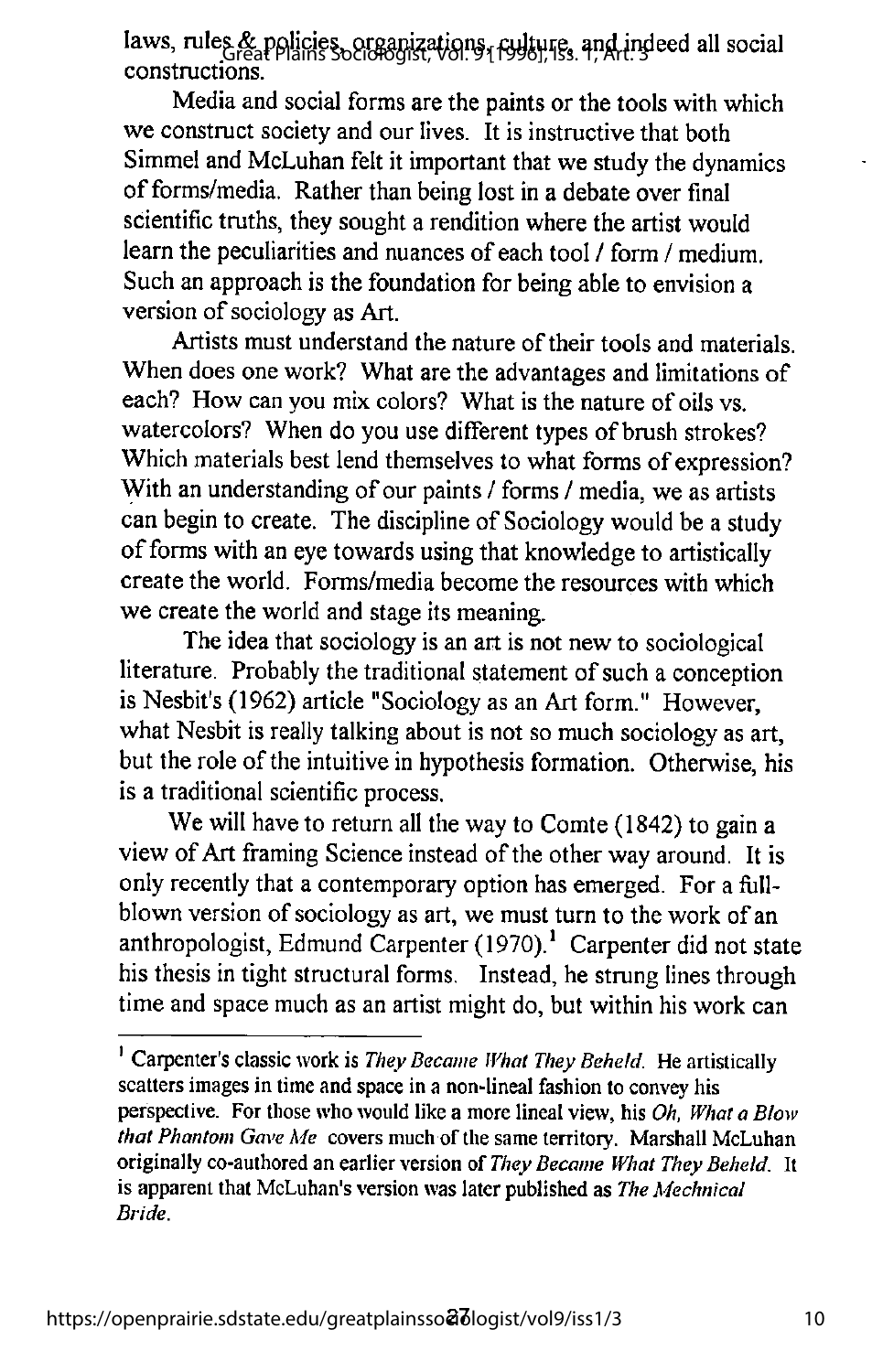laws, rules & policies, organizations, culture, and indeed all social constructions.

Media and social forms are the paints or the tools with which we construct society and our lives. It is instructive that both Simmel and McLuhan felt it important that we study the dynamics of forms/media. Rather than being lost in a debate over final scientific truths, they sought a rendition where the artist would learn the peculiarities and nuances of each tool / form / medium. Such an approach is the foundation for being able to envision a version of sociology as Art.

Artists must understand the nature of their tools and materials. When does one work? What are the advantages and limitations of each? How can you mix colors? What is the nature of oils vs. watercolors? When do you use different types of brush strokes? Which materials best lend themselves to what forms of expression? With an understanding of our paints / forms / media, we as artists can begin to create. The discipline of Sociology would be a study of forms with an eye towards using that knowledge to artistically create the world. Forms/media become the resources with which we create the world and stage its meaning.

The idea that sociology is an art is not new to sociological literature. Probably the traditional statement of such a conception is Nesbit's (1962) article "Sociology as an Art form." However, what Nesbit is really talking about is not so much sociology as art, but the role of the intuitive in hypothesis formation. Otherwise, his is a traditional scientific process.

We will have to return all the way to Comte (1842) to gain a view of Art framing Science instead of the other way around. It is only recently that a contemporary option has emerged. For a full-blown version of sociology as art, we must turn to the work of an anthropologist, Edmund Carpenter (1970).[1] Carpenter did not state his thesis in tight structural forms. Instead, he strung lines through time and space much as an artist might do, but within his work can

[1] Carpenter's classic work is *They Became What They Beheld*. He artistically scatters images in time and space in a non-lineal fashion to convey his perspective. For those who would like a more lineal view, his *Oh, What a Blow that Phantom Gave Me* covers much of the same territory. Marshall McLuhan originally co-authored an earlier version of *They Became What They Beheld*. It is apparent that McLuhan's version was later published as *The Mechnical Bride*.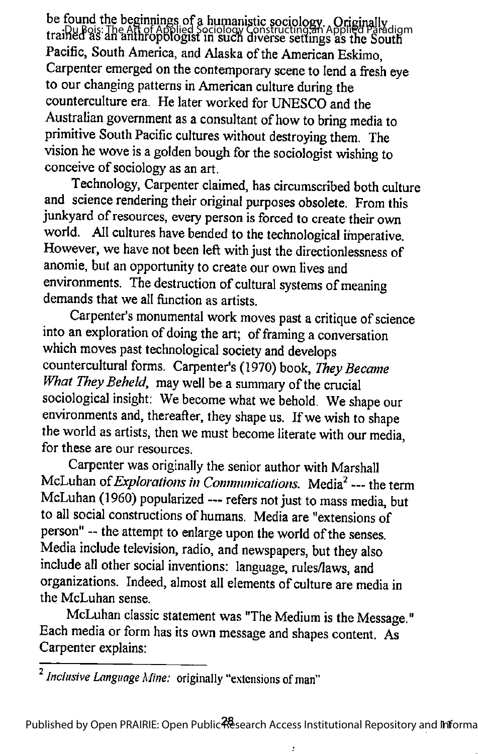be found the beginnings of a humanistic sociology. Originally trained as an anthropologist in such diverse settings as the South Pacific, South America, and Alaska of the American Eskimo, Carpenter emerged on the contemporary scene to lend a fresh eye to our changing patterns in American culture during the counterculture era. He later worked for UNESCO and the Australian government as a consultant of how to bring media to primitive South Pacific cultures without destroying them. The vision he wove is a golden bough for the sociologist wishing to conceive of sociology as an art.

Technology, Carpenter claimed, has circumscribed both culture and science rendering their original purposes obsolete. From this junkyard of resources, every person is forced to create their own world. All cultures have bended to the technological imperative. However, we have not been left with just the directionlessness of anomie, but an opportunity to create our own lives and environments. The destruction of cultural systems of meaning demands that we all function as artists.

Carpenter's monumental work moves past a critique of science into an exploration of doing the art; of framing a conversation which moves past technological society and develops countercultural forms. Carpenter's (1970) book, *They Became What They Beheld*, may well be a summary of the crucial sociological insight: We become what we behold. We shape our environments and, thereafter, they shape us. If we wish to shape the world as artists, then we must become literate with our media, for these are our resources.

Carpenter was originally the senior author with Marshall McLuhan of *Explorations in Communications*. Media[2] --- the term McLuhan (1960) popularized --- refers not just to mass media, but to all social constructions of humans. Media are "extensions of person" -- the attempt to enlarge upon the world of the senses. Media include television, radio, and newspapers, but they also include all other social inventions: language, rules/laws, and organizations. Indeed, almost all elements of culture are media in the McLuhan sense.

McLuhan classic statement was "The Medium is the Message." Each media or form has its own message and shapes content. As Carpenter explains:

---

[2] *Inclusive Language Mine:* originally "extensions of man"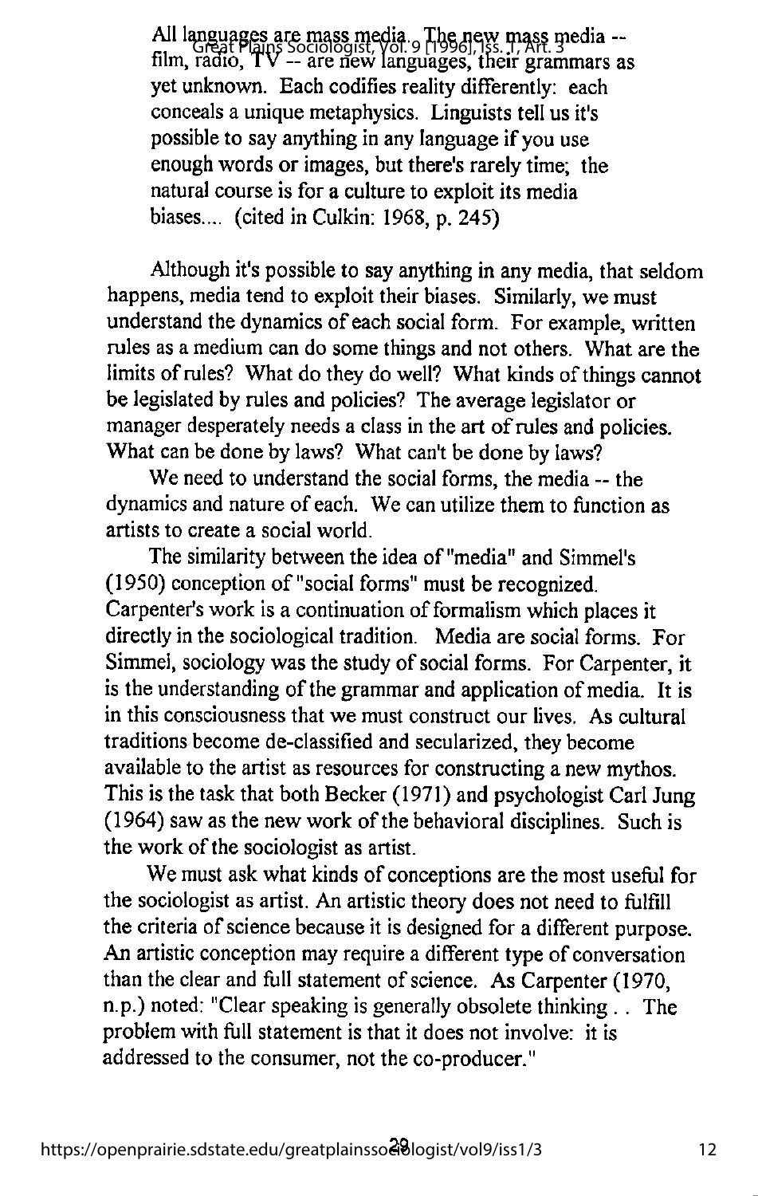All languages are mass media. The new mass media -- film, radio, TV -- are new languages, their grammars as yet unknown. Each codifies reality differently: each conceals a unique metaphysics. Linguists tell us it's possible to say anything in any language if you use enough words or images, but there's rarely time; the natural course is for a culture to exploit its media biases.... (cited in Culkin: 1968, p. 245)

Although it's possible to say anything in any media, that seldom happens, media tend to exploit their biases. Similarly, we must understand the dynamics of each social form. For example, written rules as a medium can do some things and not others. What are the limits of rules? What do they do well? What kinds of things cannot be legislated by rules and policies? The average legislator or manager desperately needs a class in the art of rules and policies. What can be done by laws? What can't be done by laws?

We need to understand the social forms, the media -- the dynamics and nature of each. We can utilize them to function as artists to create a social world.

The similarity between the idea of "media" and Simmel's (1950) conception of "social forms" must be recognized. Carpenter's work is a continuation of formalism which places it directly in the sociological tradition. Media are social forms. For Simmel, sociology was the study of social forms. For Carpenter, it is the understanding of the grammar and application of media. It is in this consciousness that we must construct our lives. As cultural traditions become de-classified and secularized, they become available to the artist as resources for constructing a new mythos. This is the task that both Becker (1971) and psychologist Carl Jung (1964) saw as the new work of the behavioral disciplines. Such is the work of the sociologist as artist.

We must ask what kinds of conceptions are the most useful for the sociologist as artist. An artistic theory does not need to fulfill the criteria of science because it is designed for a different purpose. An artistic conception may require a different type of conversation than the clear and full statement of science. As Carpenter (1970, n.p.) noted: "Clear speaking is generally obsolete thinking . . The problem with full statement is that it does not involve: it is addressed to the consumer, not the co-producer."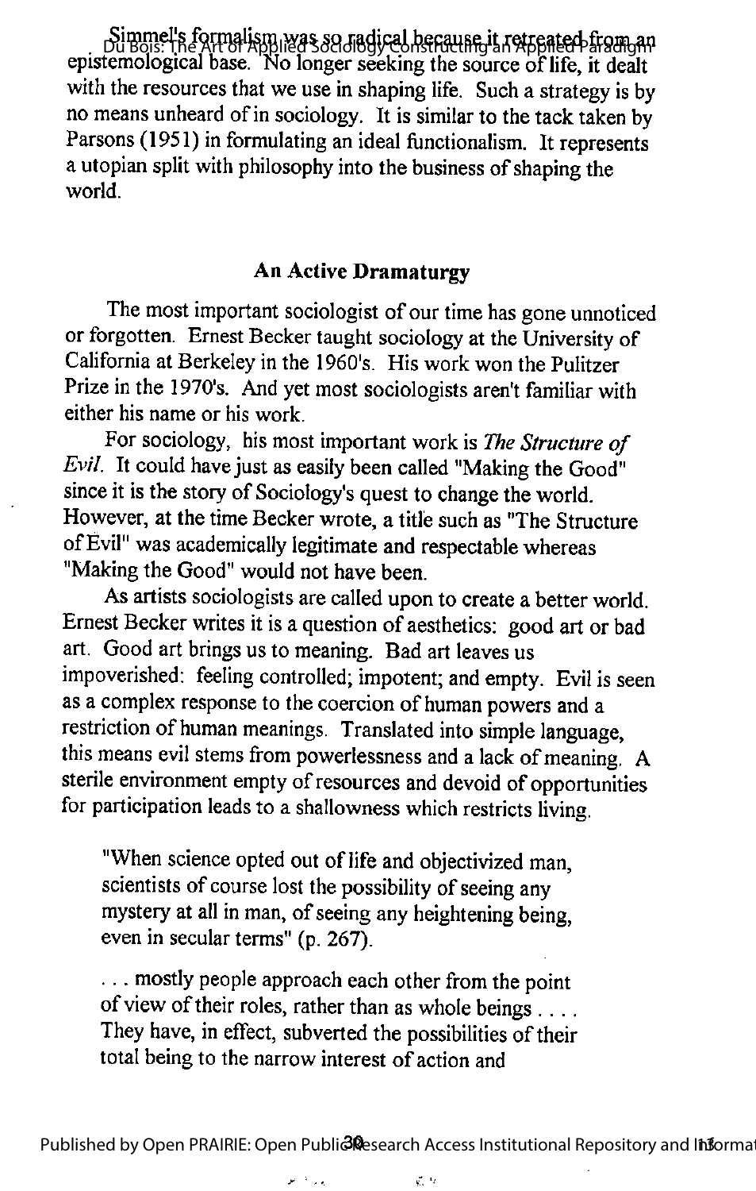Simmel's formalism was so radical because it retreated from an epistemological base. No longer seeking the source of life, it dealt with the resources that we use in shaping life. Such a strategy is by no means unheard of in sociology. It is similar to the tack taken by Parsons (1951) in formulating an ideal functionalism. It represents a utopian split with philosophy into the business of shaping the world.

## An Active Dramaturgy

The most important sociologist of our time has gone unnoticed or forgotten. Ernest Becker taught sociology at the University of California at Berkeley in the 1960's. His work won the Pulitzer Prize in the 1970's. And yet most sociologists aren't familiar with either his name or his work.

For sociology, his most important work is *The Structure of Evil*. It could have just as easily been called "Making the Good" since it is the story of Sociology's quest to change the world. However, at the time Becker wrote, a title such as "The Structure of Evil" was academically legitimate and respectable whereas "Making the Good" would not have been.

As artists sociologists are called upon to create a better world. Ernest Becker writes it is a question of aesthetics: good art or bad art. Good art brings us to meaning. Bad art leaves us impoverished: feeling controlled; impotent; and empty. Evil is seen as a complex response to the coercion of human powers and a restriction of human meanings. Translated into simple language, this means evil stems from powerlessness and a lack of meaning. A sterile environment empty of resources and devoid of opportunities for participation leads to a shallowness which restricts living.

> "When science opted out of life and objectivized man, scientists of course lost the possibility of seeing any mystery at all in man, of seeing any heightening being, even in secular terms" (p. 267).
>
> . . . mostly people approach each other from the point of view of their roles, rather than as whole beings . . . . They have, in effect, subverted the possibilities of their total being to the narrow interest of action and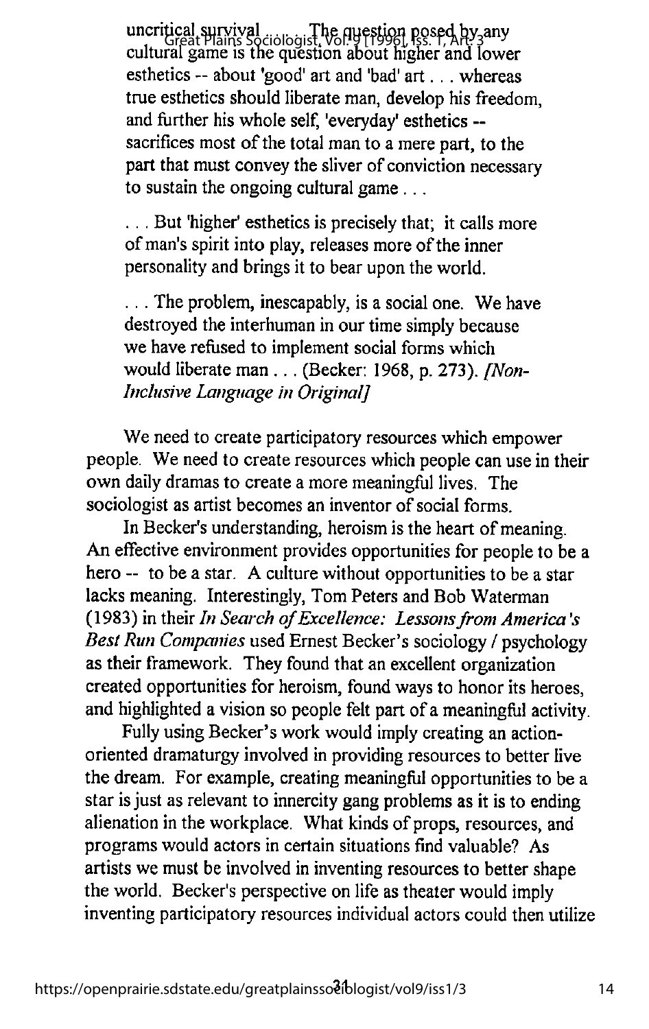uncritical survival . . . The question posed by any cultural game is the question about higher and lower esthetics -- about 'good' art and 'bad' art . . . whereas true esthetics should liberate man, develop his freedom, and further his whole self, 'everyday' esthetics -- sacrifices most of the total man to a mere part, to the part that must convey the sliver of conviction necessary to sustain the ongoing cultural game . . .

> . . . But 'higher' esthetics is precisely that; it calls more of man's spirit into play, releases more of the inner personality and brings it to bear upon the world.
>
> . . . The problem, inescapably, is a social one. We have destroyed the interhuman in our time simply because we have refused to implement social forms which would liberate man . . . (Becker: 1968, p. 273). *[Non-Inclusive Language in Original]*

We need to create participatory resources which empower people. We need to create resources which people can use in their own daily dramas to create a more meaningful lives. The sociologist as artist becomes an inventor of social forms.

In Becker's understanding, heroism is the heart of meaning. An effective environment provides opportunities for people to be a hero -- to be a star. A culture without opportunities to be a star lacks meaning. Interestingly, Tom Peters and Bob Waterman (1983) in their *In Search of Excellence: Lessons from America's Best Run Companies* used Ernest Becker's sociology / psychology as their framework. They found that an excellent organization created opportunities for heroism, found ways to honor its heroes, and highlighted a vision so people felt part of a meaningful activity.

Fully using Becker's work would imply creating an action-oriented dramaturgy involved in providing resources to better live the dream. For example, creating meaningful opportunities to be a star is just as relevant to innercity gang problems as it is to ending alienation in the workplace. What kinds of props, resources, and programs would actors in certain situations find valuable? As artists we must be involved in inventing resources to better shape the world. Becker's perspective on life as theater would imply inventing participatory resources individual actors could then utilize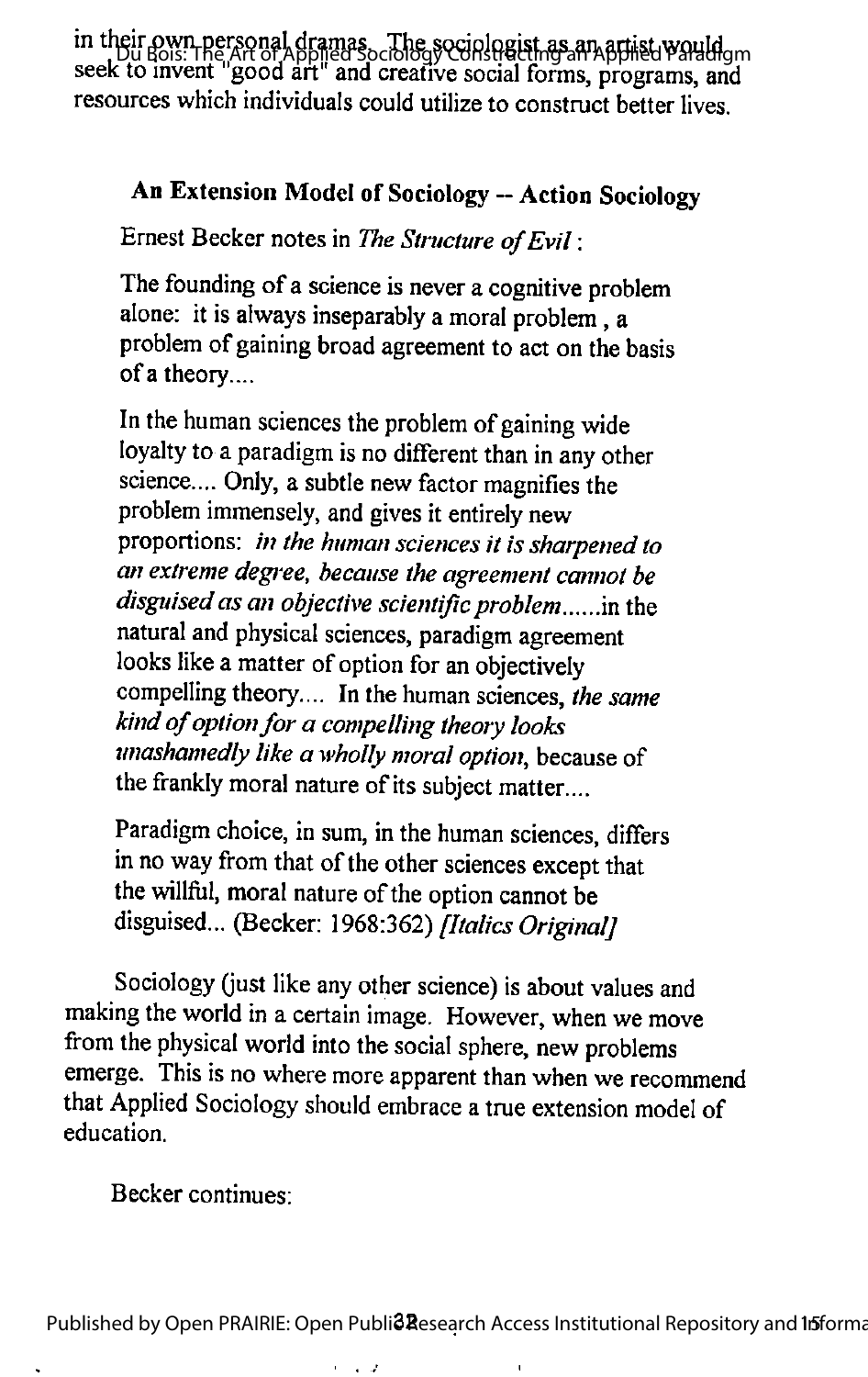in their own personal dramas. The sociologist as an artist would seek to invent "good art" and creative social forms, programs, and resources which individuals could utilize to construct better lives.

## An Extension Model of Sociology -- Action Sociology

Ernest Becker notes in *The Structure of Evil*:

> The founding of a science is never a cognitive problem alone: it is always inseparably a moral problem , a problem of gaining broad agreement to act on the basis of a theory....
>
> In the human sciences the problem of gaining wide loyalty to a paradigm is no different than in any other science.... Only, a subtle new factor magnifies the problem immensely, and gives it entirely new proportions: *in the human sciences it is sharpened to an extreme degree, because the agreement cannot be disguised as an objective scientific problem*......in the natural and physical sciences, paradigm agreement looks like a matter of option for an objectively compelling theory.... In the human sciences, *the same kind of option for a compelling theory looks unashamedly like a wholly moral option*, because of the frankly moral nature of its subject matter....
>
> Paradigm choice, in sum, in the human sciences, differs in no way from that of the other sciences except that the willful, moral nature of the option cannot be disguised... (Becker: 1968:362) *[Italics Original]*

Sociology (just like any other science) is about values and making the world in a certain image. However, when we move from the physical world into the social sphere, new problems emerge. This is no where more apparent than when we recommend that Applied Sociology should embrace a true extension model of education.

Becker continues: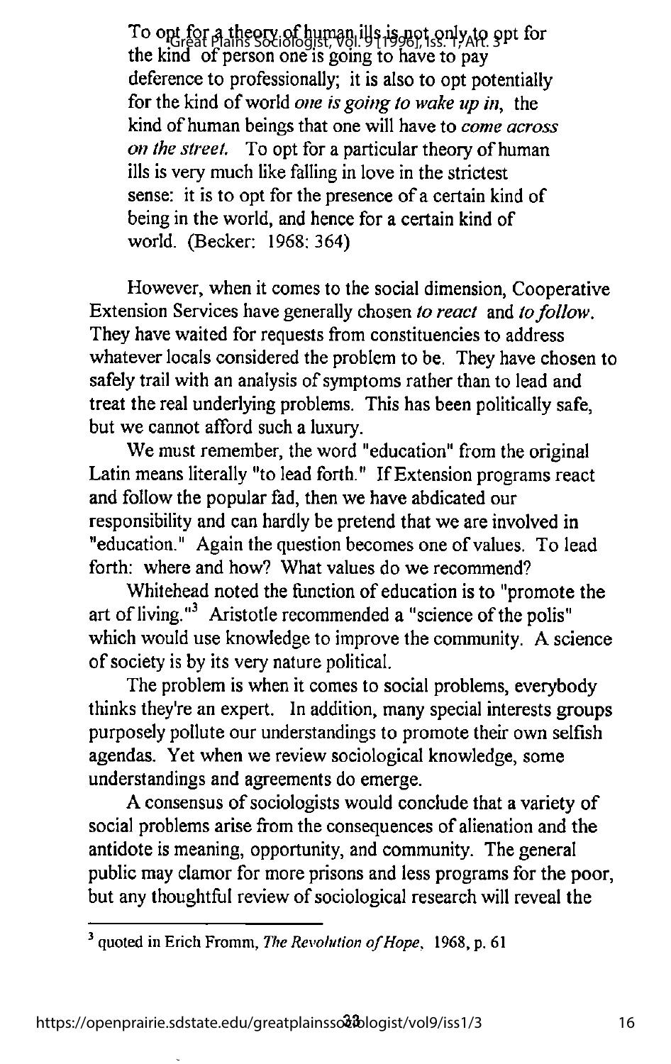> To opt for a theory of human ills is not only to opt for the kind of person one is going to have to pay deference to professionally; it is also to opt potentially for the kind of world *one is going to wake up in*, the kind of human beings that one will have to *come across on the street*. To opt for a particular theory of human ills is very much like falling in love in the strictest sense: it is to opt for the presence of a certain kind of being in the world, and hence for a certain kind of world. (Becker: 1968: 364)

However, when it comes to the social dimension, Cooperative Extension Services have generally chosen *to react* and *to follow*. They have waited for requests from constituencies to address whatever locals considered the problem to be. They have chosen to safely trail with an analysis of symptoms rather than to lead and treat the real underlying problems. This has been politically safe, but we cannot afford such a luxury.

We must remember, the word "education" from the original Latin means literally "to lead forth." If Extension programs react and follow the popular fad, then we have abdicated our responsibility and can hardly be pretend that we are involved in "education." Again the question becomes one of values. To lead forth: where and how? What values do we recommend?

Whitehead noted the function of education is to "promote the art of living."[3] Aristotle recommended a "science of the polis" which would use knowledge to improve the community. A science of society is by its very nature political.

The problem is when it comes to social problems, everybody thinks they're an expert. In addition, many special interests groups purposely pollute our understandings to promote their own selfish agendas. Yet when we review sociological knowledge, some understandings and agreements do emerge.

A consensus of sociologists would conclude that a variety of social problems arise from the consequences of alienation and the antidote is meaning, opportunity, and community. The general public may clamor for more prisons and less programs for the poor, but any thoughtful review of sociological research will reveal the

[3] quoted in Erich Fromm, *The Revolution of Hope*, 1968, p. 61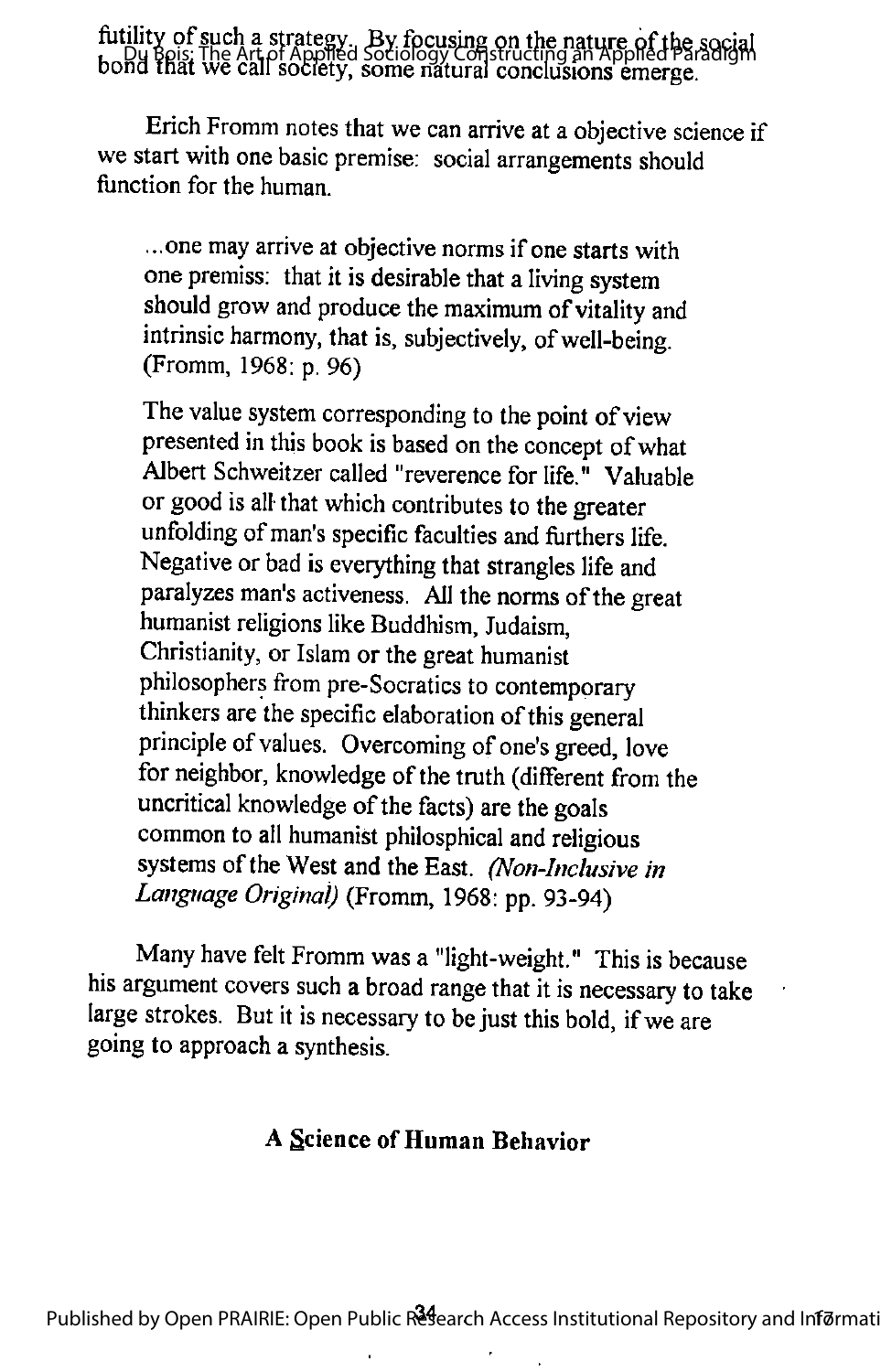futility of such a strategy. By focusing on the nature of the social bond that we call society, some natural conclusions emerge.

Erich Fromm notes that we can arrive at a objective science if we start with one basic premise: social arrangements should function for the human.

> ...one may arrive at objective norms if one starts with one premiss: that it is desirable that a living system should grow and produce the maximum of vitality and intrinsic harmony, that is, subjectively, of well-being. (Fromm, 1968: p. 96)
>
> The value system corresponding to the point of view presented in this book is based on the concept of what Albert Schweitzer called "reverence for life." Valuable or good is all that which contributes to the greater unfolding of man's specific faculties and furthers life. Negative or bad is everything that strangles life and paralyzes man's activeness. All the norms of the great humanist religions like Buddhism, Judaism, Christianity, or Islam or the great humanist philosophers from pre-Socratics to contemporary thinkers are the specific elaboration of this general principle of values. Overcoming of one's greed, love for neighbor, knowledge of the truth (different from the uncritical knowledge of the facts) are the goals common to all humanist philosophical and religious systems of the West and the East. *(Non-Inclusive in Language Original)* (Fromm, 1968: pp. 93-94)

Many have felt Fromm was a "light-weight." This is because his argument covers such a broad range that it is necessary to take large strokes. But it is necessary to be just this bold, if we are going to approach a synthesis.

## A Science of Human Behavior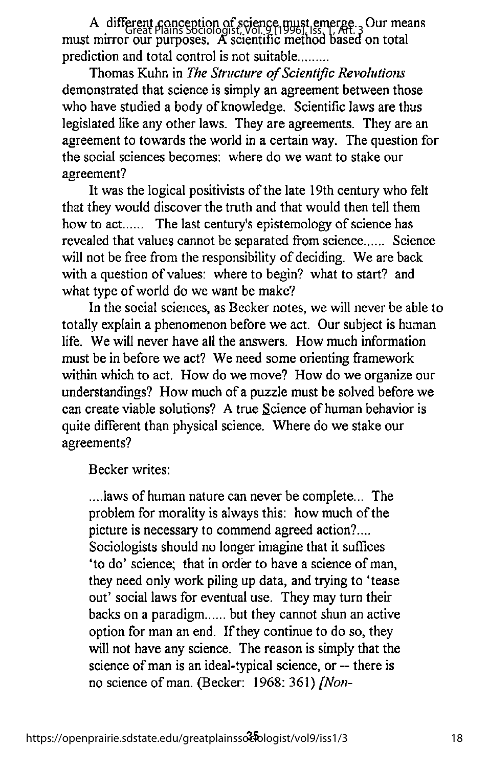A different conception of science must emerge. Our means must mirror our purposes. A scientific method based on total prediction and total control is not suitable.........

Thomas Kuhn in *The Structure of Scientific Revolutions* demonstrated that science is simply an agreement between those who have studied a body of knowledge. Scientific laws are thus legislated like any other laws. They are agreements. They are an agreement to towards the world in a certain way. The question for the social sciences becomes: where do we want to stake our agreement?

It was the logical positivists of the late 19th century who felt that they would discover the truth and that would then tell them how to act...... The last century's epistemology of science has revealed that values cannot be separated from science...... Science will not be free from the responsibility of deciding. We are back with a question of values: where to begin? what to start? and what type of world do we want be make?

In the social sciences, as Becker notes, we will never be able to totally explain a phenomenon before we act. Our subject is human life. We will never have all the answers. How much information must be in before we act? We need some orienting framework within which to act. How do we move? How do we organize our understandings? How much of a puzzle must be solved before we can create viable solutions? A true Science of human behavior is quite different than physical science. Where do we stake our agreements?

Becker writes:

> ....laws of human nature can never be complete... The problem for morality is always this: how much of the picture is necessary to commend agreed action?.... Sociologists should no longer imagine that it suffices 'to do' science; that in order to have a science of man, they need only work piling up data, and trying to 'tease out' social laws for eventual use. They may turn their backs on a paradigm...... but they cannot shun an active option for man an end. If they continue to do so, they will not have any science. The reason is simply that the science of man is an ideal-typical science, or -- there is no science of man. (Becker: 1968: 361) *[Non-*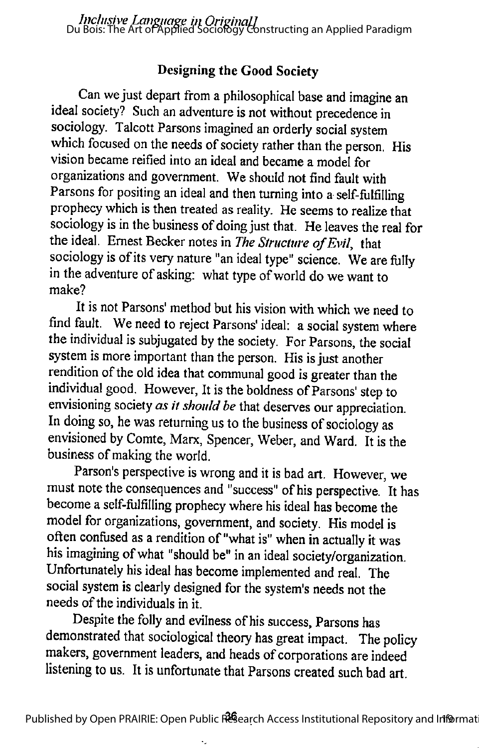## Designing the Good Society

Can we just depart from a philosophical base and imagine an ideal society? Such an adventure is not without precedence in sociology. Talcott Parsons imagined an orderly social system which focused on the needs of society rather than the person. His vision became reified into an ideal and became a model for organizations and government. We should not find fault with Parsons for positing an ideal and then turning into a self-fulfilling prophecy which is then treated as reality. He seems to realize that sociology is in the business of doing just that. He leaves the real for the ideal. Ernest Becker notes in *The Structure of Evil*, that sociology is of its very nature "an ideal type" science. We are fully in the adventure of asking: what type of world do we want to make?

It is not Parsons' method but his vision with which we need to find fault. We need to reject Parsons' ideal: a social system where the individual is subjugated by the society. For Parsons, the social system is more important than the person. His is just another rendition of the old idea that communal good is greater than the individual good. However, It is the boldness of Parsons' step to envisioning society *as it should be* that deserves our appreciation. In doing so, he was returning us to the business of sociology as envisioned by Comte, Marx, Spencer, Weber, and Ward. It is the business of making the world.

Parson's perspective is wrong and it is bad art. However, we must note the consequences and "success" of his perspective. It has become a self-fulfilling prophecy where his ideal has become the model for organizations, government, and society. His model is often confused as a rendition of "what is" when in actually it was his imagining of what "should be" in an ideal society/organization. Unfortunately his ideal has become implemented and real. The social system is clearly designed for the system's needs not the needs of the individuals in it.

Despite the folly and evilness of his success, Parsons has demonstrated that sociological theory has great impact. The policy makers, government leaders, and heads of corporations are indeed listening to us. It is unfortunate that Parsons created such bad art.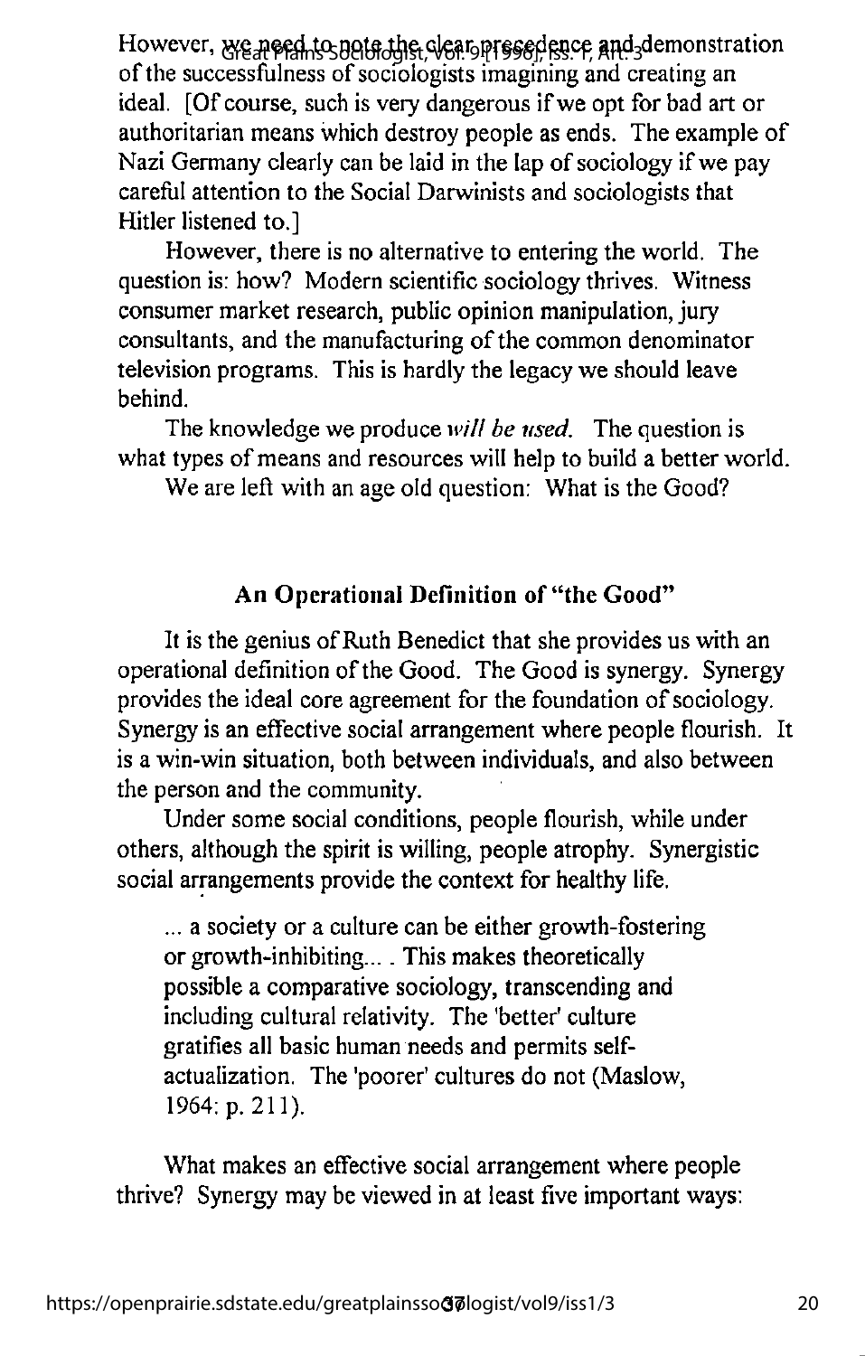However, we need to note the clear precedence and demonstration of the successfulness of sociologists imagining and creating an ideal. [Of course, such is very dangerous if we opt for bad art or authoritarian means which destroy people as ends. The example of Nazi Germany clearly can be laid in the lap of sociology if we pay careful attention to the Social Darwinists and sociologists that Hitler listened to.]

However, there is no alternative to entering the world. The question is: how? Modern scientific sociology thrives. Witness consumer market research, public opinion manipulation, jury consultants, and the manufacturing of the common denominator television programs. This is hardly the legacy we should leave behind.

The knowledge we produce *will be used.* The question is what types of means and resources will help to build a better world.

We are left with an age old question: What is the Good?

## An Operational Definition of "the Good"

It is the genius of Ruth Benedict that she provides us with an operational definition of the Good. The Good is synergy. Synergy provides the ideal core agreement for the foundation of sociology. Synergy is an effective social arrangement where people flourish. It is a win-win situation, both between individuals, and also between the person and the community.

Under some social conditions, people flourish, while under others, although the spirit is willing, people atrophy. Synergistic social arrangements provide the context for healthy life.

> ... a society or a culture can be either growth-fostering or growth-inhibiting... . This makes theoretically possible a comparative sociology, transcending and including cultural relativity. The 'better' culture gratifies all basic human needs and permits self-actualization. The 'poorer' cultures do not (Maslow, 1964: p. 211).

What makes an effective social arrangement where people thrive? Synergy may be viewed in at least five important ways: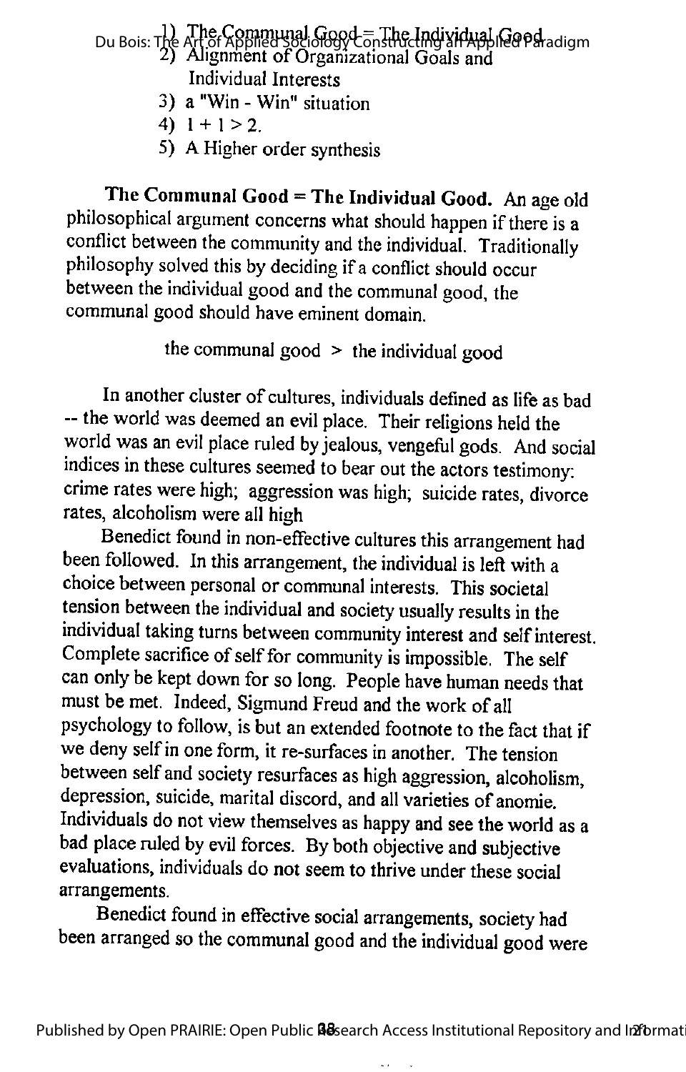1) The Communal Good = The Individual Good
2) Alignment of Organizational Goals and Individual Interests
3) a "Win - Win" situation
4) 1 + 1 > 2.
5) A Higher order synthesis

**The Communal Good = The Individual Good.** An age old philosophical argument concerns what should happen if there is a conflict between the community and the individual. Traditionally philosophy solved this by deciding if a conflict should occur between the individual good and the communal good, the communal good should have eminent domain.

the communal good > the individual good

In another cluster of cultures, individuals defined as life as bad -- the world was deemed an evil place. Their religions held the world was an evil place ruled by jealous, vengeful gods. And social indices in these cultures seemed to bear out the actors testimony: crime rates were high; aggression was high; suicide rates, divorce rates, alcoholism were all high

Benedict found in non-effective cultures this arrangement had been followed. In this arrangement, the individual is left with a choice between personal or communal interests. This societal tension between the individual and society usually results in the individual taking turns between community interest and self interest. Complete sacrifice of self for community is impossible. The self can only be kept down for so long. People have human needs that must be met. Indeed, Sigmund Freud and the work of all psychology to follow, is but an extended footnote to the fact that if we deny self in one form, it re-surfaces in another. The tension between self and society resurfaces as high aggression, alcoholism, depression, suicide, marital discord, and all varieties of anomie. Individuals do not view themselves as happy and see the world as a bad place ruled by evil forces. By both objective and subjective evaluations, individuals do not seem to thrive under these social arrangements.

Benedict found in effective social arrangements, society had been arranged so the communal good and the individual good were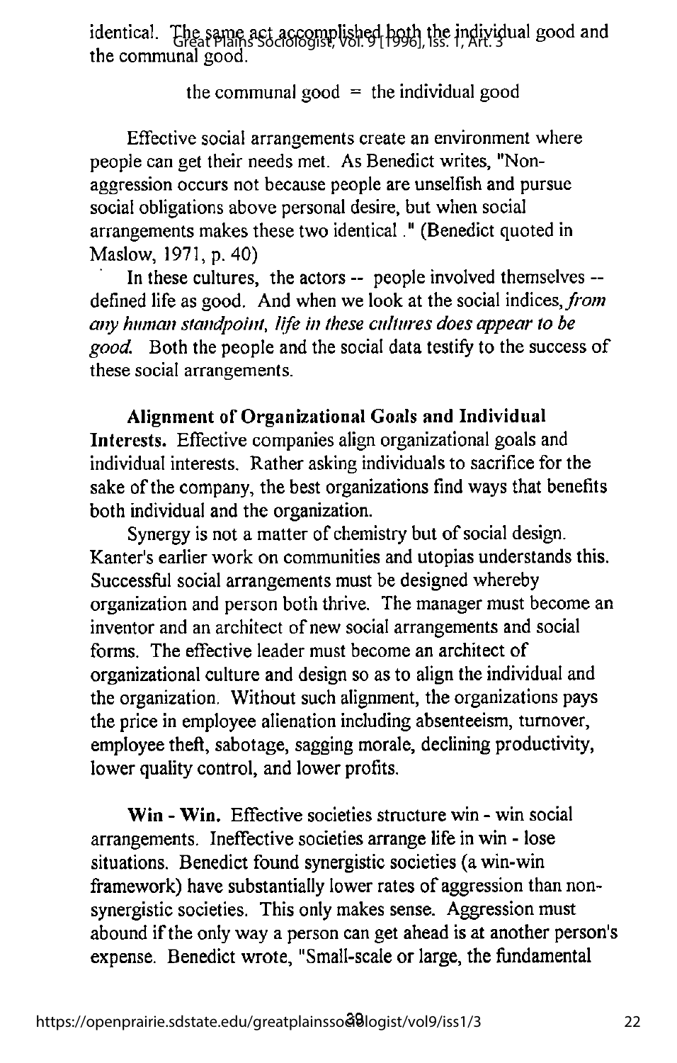identical. The same act accomplished both the individual good and the communal good.

the communal good = the individual good

Effective social arrangements create an environment where people can get their needs met. As Benedict writes, "Non-aggression occurs not because people are unselfish and pursue social obligations above personal desire, but when social arrangements makes these two identical ." (Benedict quoted in Maslow, 1971, p. 40)

In these cultures, the actors -- people involved themselves -- defined life as good. And when we look at the social indices, *from any human standpoint, life in these cultures does appear to be good.* Both the people and the social data testify to the success of these social arrangements.

**Alignment of Organizational Goals and Individual Interests.** Effective companies align organizational goals and individual interests. Rather asking individuals to sacrifice for the sake of the company, the best organizations find ways that benefits both individual and the organization.

Synergy is not a matter of chemistry but of social design. Kanter's earlier work on communities and utopias understands this. Successful social arrangements must be designed whereby organization and person both thrive. The manager must become an inventor and an architect of new social arrangements and social forms. The effective leader must become an architect of organizational culture and design so as to align the individual and the organization. Without such alignment, the organizations pays the price in employee alienation including absenteeism, turnover, employee theft, sabotage, sagging morale, declining productivity, lower quality control, and lower profits.

**Win - Win.** Effective societies structure win - win social arrangements. Ineffective societies arrange life in win - lose situations. Benedict found synergistic societies (a win-win framework) have substantially lower rates of aggression than non-synergistic societies. This only makes sense. Aggression must abound if the only way a person can get ahead is at another person's expense. Benedict wrote, "Small-scale or large, the fundamental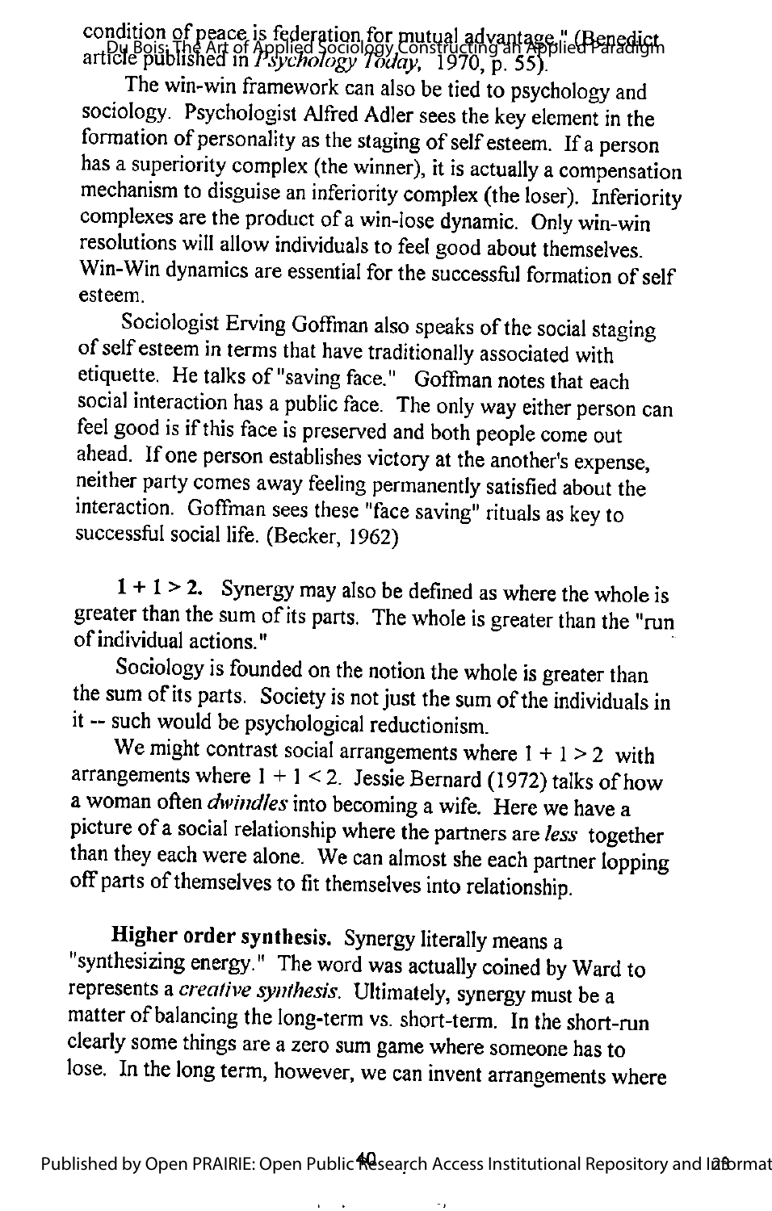condition of peace is federation for mutual advantage." (Benedict article published in *Psychology Today*, 1970, p. 55).

The win-win framework can also be tied to psychology and sociology. Psychologist Alfred Adler sees the key element in the formation of personality as the staging of self esteem. If a person has a superiority complex (the winner), it is actually a compensation mechanism to disguise an inferiority complex (the loser). Inferiority complexes are the product of a win-lose dynamic. Only win-win resolutions will allow individuals to feel good about themselves. Win-Win dynamics are essential for the successful formation of self esteem.

Sociologist Erving Goffman also speaks of the social staging of self esteem in terms that have traditionally associated with etiquette. He talks of "saving face." Goffman notes that each social interaction has a public face. The only way either person can feel good is if this face is preserved and both people come out ahead. If one person establishes victory at the another's expense, neither party comes away feeling permanently satisfied about the interaction. Goffman sees these "face saving" rituals as key to successful social life. (Becker, 1962)

**1 + 1 > 2.** Synergy may also be defined as where the whole is greater than the sum of its parts. The whole is greater than the "run of individual actions."

Sociology is founded on the notion the whole is greater than the sum of its parts. Society is not just the sum of the individuals in it -- such would be psychological reductionism.

We might contrast social arrangements where 1 + 1 > 2 with arrangements where 1 + 1 < 2. Jessie Bernard (1972) talks of how a woman often *dwindles* into becoming a wife. Here we have a picture of a social relationship where the partners are *less* together than they each were alone. We can almost she each partner lopping off parts of themselves to fit themselves into relationship.

**Higher order synthesis.** Synergy literally means a "synthesizing energy." The word was actually coined by Ward to represents a *creative synthesis*. Ultimately, synergy must be a matter of balancing the long-term vs. short-term. In the short-run clearly some things are a zero sum game where someone has to lose. In the long term, however, we can invent arrangements where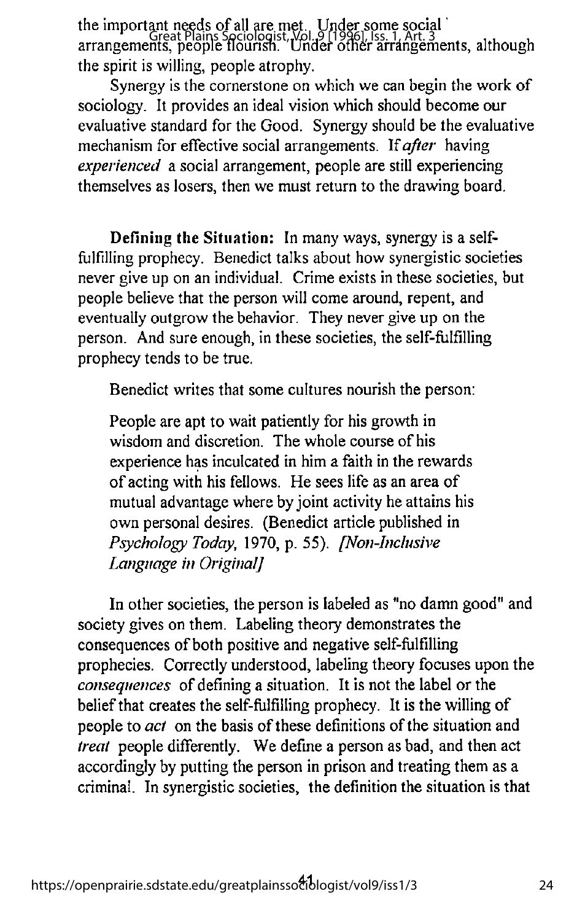the important needs of all are met. Under some social arrangements, people flourish. Under other arrangements, although the spirit is willing, people atrophy.

Synergy is the cornerstone on which we can begin the work of sociology. It provides an ideal vision which should become our evaluative standard for the Good. Synergy should be the evaluative mechanism for effective social arrangements. If *after* having *experienced* a social arrangement, people are still experiencing themselves as losers, then we must return to the drawing board.

**Defining the Situation:** In many ways, synergy is a self-fulfilling prophecy. Benedict talks about how synergistic societies never give up on an individual. Crime exists in these societies, but people believe that the person will come around, repent, and eventually outgrow the behavior. They never give up on the person. And sure enough, in these societies, the self-fulfilling prophecy tends to be true.

Benedict writes that some cultures nourish the person:

> People are apt to wait patiently for his growth in wisdom and discretion. The whole course of his experience has inculcated in him a faith in the rewards of acting with his fellows. He sees life as an area of mutual advantage where by joint activity he attains his own personal desires. (Benedict article published in *Psychology Today,* 1970, p. 55). *[Non-Inclusive Language in Original]*

In other societies, the person is labeled as "no damn good" and society gives on them. Labeling theory demonstrates the consequences of both positive and negative self-fulfilling prophecies. Correctly understood, labeling theory focuses upon the *consequences* of defining a situation. It is not the label or the belief that creates the self-fulfilling prophecy. It is the willing of people to *act* on the basis of these definitions of the situation and *treat* people differently. We define a person as bad, and then act accordingly by putting the person in prison and treating them as a criminal. In synergistic societies, the definition the situation is that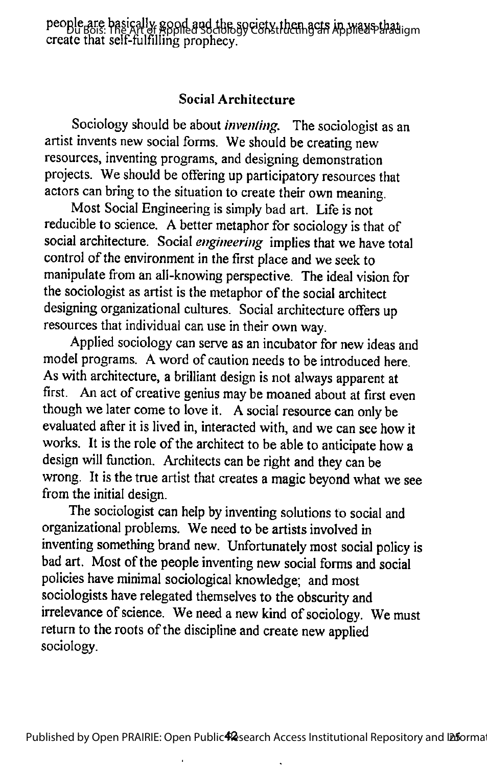people are basically good and the society then acts in ways that create that self-fulfilling prophecy.

## Social Architecture

Sociology should be about *inventing*. The sociologist as an artist invents new social forms. We should be creating new resources, inventing programs, and designing demonstration projects. We should be offering up participatory resources that actors can bring to the situation to create their own meaning.

Most Social Engineering is simply bad art. Life is not reducible to science. A better metaphor for sociology is that of social architecture. Social *engineering* implies that we have total control of the environment in the first place and we seek to manipulate from an all-knowing perspective. The ideal vision for the sociologist as artist is the metaphor of the social architect designing organizational cultures. Social architecture offers up resources that individual can use in their own way.

Applied sociology can serve as an incubator for new ideas and model programs. A word of caution needs to be introduced here. As with architecture, a brilliant design is not always apparent at first. An act of creative genius may be moaned about at first even though we later come to love it. A social resource can only be evaluated after it is lived in, interacted with, and we can see how it works. It is the role of the architect to be able to anticipate how a design will function. Architects can be right and they can be wrong. It is the true artist that creates a magic beyond what we see from the initial design.

The sociologist can help by inventing solutions to social and organizational problems. We need to be artists involved in inventing something brand new. Unfortunately most social policy is bad art. Most of the people inventing new social forms and social policies have minimal sociological knowledge; and most sociologists have relegated themselves to the obscurity and irrelevance of science. We need a new kind of sociology. We must return to the roots of the discipline and create new applied sociology.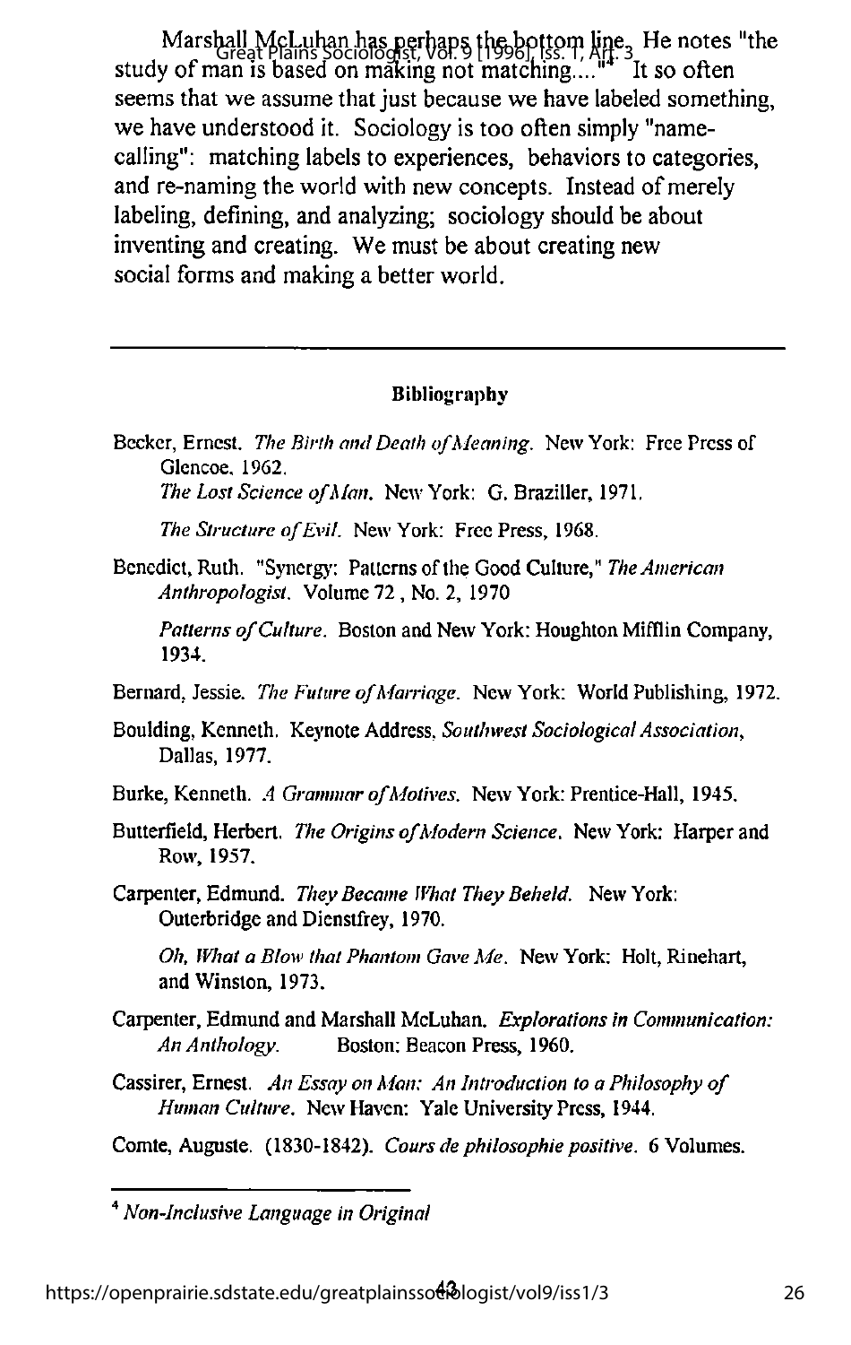Marshall McLuhan has perhaps the bottom line. He notes "the study of man is based on making not matching...."[4] It so often seems that we assume that just because we have labeled something, we have understood it. Sociology is too often simply "name-calling": matching labels to experiences, behaviors to categories, and re-naming the world with new concepts. Instead of merely labeling, defining, and analyzing; sociology should be about inventing and creating. We must be about creating new social forms and making a better world.

---

## Bibliography

Becker, Ernest. *The Birth and Death of Meaning*. New York: Free Press of Glencoe, 1962.

*The Lost Science of Man*. New York: G. Braziller, 1971.

*The Structure of Evil*. New York: Free Press, 1968.

Benedict, Ruth. "Synergy: Patterns of the Good Culture," *The American Anthropologist*. Volume 72, No. 2, 1970

*Patterns of Culture*. Boston and New York: Houghton Mifflin Company, 1934.

Bernard, Jessie. *The Future of Marriage*. New York: World Publishing, 1972.

Boulding, Kenneth. Keynote Address, *Southwest Sociological Association*, Dallas, 1977.

Burke, Kenneth. *A Grammar of Motives*. New York: Prentice-Hall, 1945.

Butterfield, Herbert. *The Origins of Modern Science*. New York: Harper and Row, 1957.

Carpenter, Edmund. *They Became What They Beheld*. New York: Outerbridge and Dienstfrey, 1970.

*Oh, What a Blow that Phantom Gave Me*. New York: Holt, Rinehart, and Winston, 1973.

Carpenter, Edmund and Marshall McLuhan. *Explorations in Communication: An Anthology*. Boston: Beacon Press, 1960.

Cassirer, Ernest. *An Essay on Man: An Introduction to a Philosophy of Human Culture*. New Haven: Yale University Press, 1944.

Comte, Auguste. (1830-1842). *Cours de philosophie positive*. 6 Volumes.

---

[4] *Non-Inclusive Language in Original*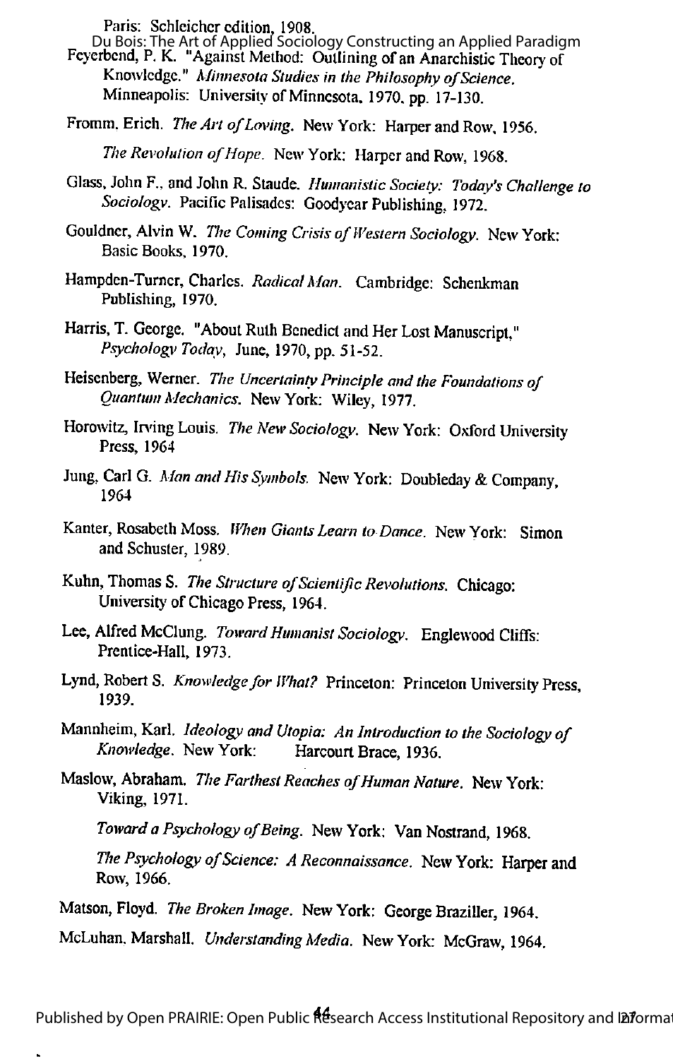Paris: Schleicher edition, 1908.

Feyerbend, P. K. "Against Method: Outlining of an Anarchistic Theory of Knowledge." *Minnesota Studies in the Philosophy of Science.* Minneapolis: University of Minnesota, 1970, pp. 17-130.

Fromm, Erich. *The Art of Loving.* New York: Harper and Row, 1956.

*The Revolution of Hope.* New York: Harper and Row, 1968.

Glass, John F., and John R. Staude. *Humanistic Society: Today's Challenge to Sociology.* Pacific Palisades: Goodyear Publishing, 1972.

Gouldner, Alvin W. *The Coming Crisis of Western Sociology.* New York: Basic Books, 1970.

Hampden-Turner, Charles. *Radical Man.* Cambridge: Schenkman Publishing, 1970.

Harris, T. George. "About Ruth Benedict and Her Lost Manuscript," *Psychology Today,* June, 1970, pp. 51-52.

Heisenberg, Werner. *The Uncertainty Principle and the Foundations of Quantum Mechanics.* New York: Wiley, 1977.

Horowitz, Irving Louis. *The New Sociology.* New York: Oxford University Press, 1964

Jung, Carl G. *Man and His Symbols.* New York: Doubleday & Company, 1964

Kanter, Rosabeth Moss. *When Giants Learn to Dance.* New York: Simon and Schuster, 1989.

Kuhn, Thomas S. *The Structure of Scientific Revolutions.* Chicago: University of Chicago Press, 1964.

Lee, Alfred McClung. *Toward Humanist Sociology.* Englewood Cliffs: Prentice-Hall, 1973.

Lynd, Robert S. *Knowledge for What?* Princeton: Princeton University Press, 1939.

Mannheim, Karl. *Ideology and Utopia: An Introduction to the Sociology of Knowledge.* New York: Harcourt Brace, 1936.

Maslow, Abraham. *The Farthest Reaches of Human Nature.* New York: Viking, 1971.

*Toward a Psychology of Being.* New York: Van Nostrand, 1968.

*The Psychology of Science: A Reconnaissance.* New York: Harper and Row, 1966.

Matson, Floyd. *The Broken Image.* New York: George Braziller, 1964.

McLuhan, Marshall. *Understanding Media.* New York: McGraw, 1964.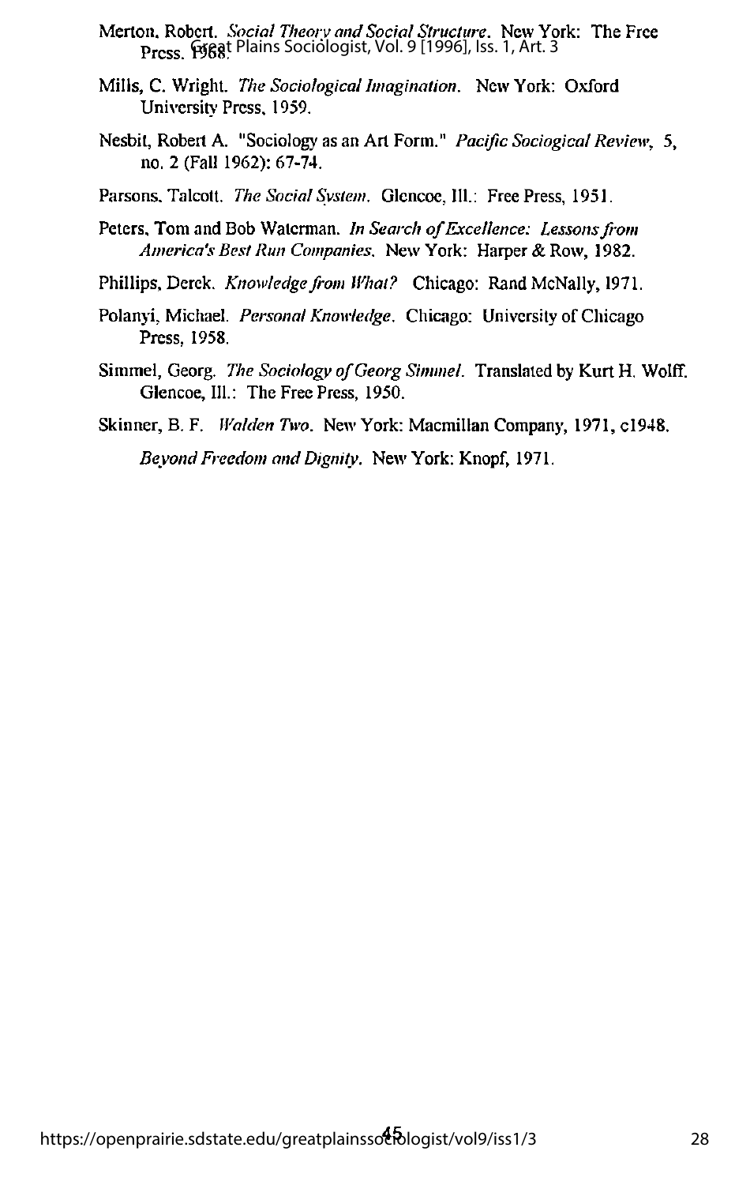Merton, Robert. *Social Theory and Social Structure*. New York: The Free Press. 1968.

Mills, C. Wright. *The Sociological Imagination*. New York: Oxford University Press, 1959.

Nesbit, Robert A. "Sociology as an Art Form." *Pacific Sociogical Review*, 5, no. 2 (Fall 1962): 67-74.

Parsons, Talcott. *The Social System*. Glencoe, Ill.: Free Press, 1951.

Peters, Tom and Bob Waterman. *In Search of Excellence: Lessons from America's Best Run Companies*. New York: Harper & Row, 1982.

Phillips, Derek. *Knowledge from What?* Chicago: Rand McNally, 1971.

Polanyi, Michael. *Personal Knowledge*. Chicago: University of Chicago Press, 1958.

Simmel, Georg. *The Sociology of Georg Simmel*. Translated by Kurt H. Wolff. Glencoe, Ill.: The Free Press, 1950.

Skinner, B. F. *Walden Two*. New York: Macmillan Company, 1971, c1948.

*Beyond Freedom and Dignity*. New York: Knopf, 1971.